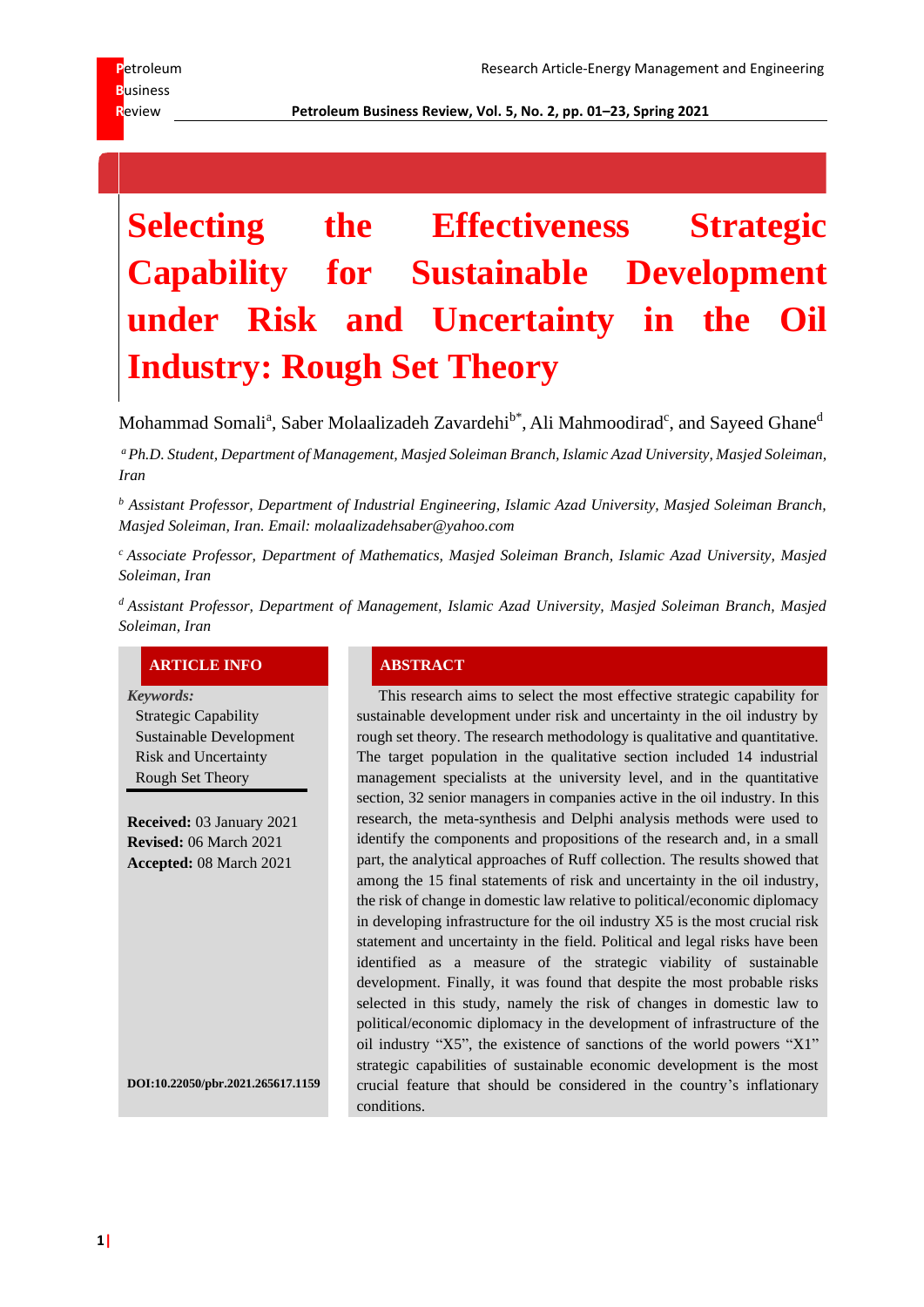Research Article-Energy Management and Engineering

# Selecting the Effectiveness Strategic Capability for Sustainable Development under Risk and Uncertainty in the Oil Industry: Rough Set Theory

Mohammad Somali[a], Saber Molaalizadeh Zavardehi[b*], Ali Mahmoodirad[c], and Sayeed Ghane[d]

[a] *Ph.D. Student, Department of Management, Masjed Soleiman Branch, Islamic Azad University, Masjed Soleiman, Iran*

[b] *Assistant Professor, Department of Industrial Engineering, Islamic Azad University, Masjed Soleiman Branch, Masjed Soleiman, Iran. Email: molaalizadehsaber@yahoo.com*

[c] *Associate Professor, Department of Mathematics, Masjed Soleiman Branch, Islamic Azad University, Masjed Soleiman, Iran*

[d] *Assistant Professor, Department of Management, Islamic Azad University, Masjed Soleiman Branch, Masjed Soleiman, Iran*

## ARTICLE INFO

*Keywords:*

Strategic Capability
Sustainable Development
Risk and Uncertainty
Rough Set Theory

**Received:** 03 January 2021
**Revised:** 06 March 2021
**Accepted:** 08 March 2021

**DOI:10.22050/pbr.2021.265617.1159**

## ABSTRACT

This research aims to select the most effective strategic capability for sustainable development under risk and uncertainty in the oil industry by rough set theory. The research methodology is qualitative and quantitative. The target population in the qualitative section included 14 industrial management specialists at the university level, and in the quantitative section, 32 senior managers in companies active in the oil industry. In this research, the meta-synthesis and Delphi analysis methods were used to identify the components and propositions of the research and, in a small part, the analytical approaches of Ruff collection. The results showed that among the 15 final statements of risk and uncertainty in the oil industry, the risk of change in domestic law relative to political/economic diplomacy in developing infrastructure for the oil industry X5 is the most crucial risk statement and uncertainty in the field. Political and legal risks have been identified as a measure of the strategic viability of sustainable development. Finally, it was found that despite the most probable risks selected in this study, namely the risk of changes in domestic law to political/economic diplomacy in the development of infrastructure of the oil industry "X5", the existence of sanctions of the world powers "X1" strategic capabilities of sustainable economic development is the most crucial feature that should be considered in the country's inflationary conditions.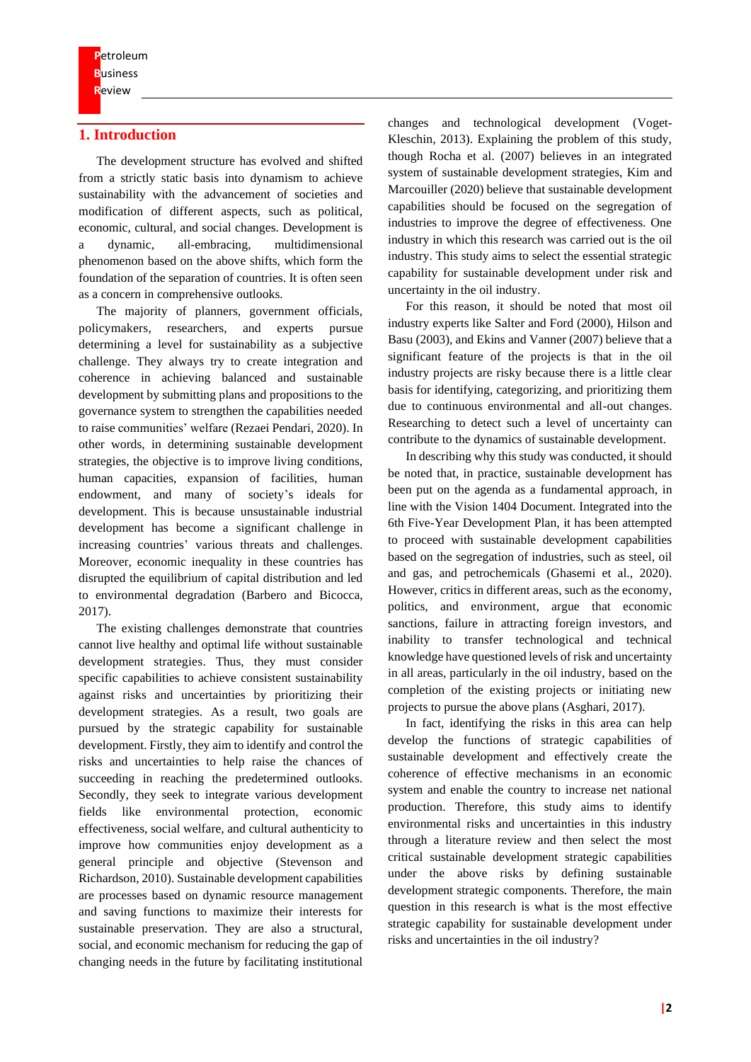## 1. Introduction

The development structure has evolved and shifted from a strictly static basis into dynamism to achieve sustainability with the advancement of societies and modification of different aspects, such as political, economic, cultural, and social changes. Development is a dynamic, all-embracing, multidimensional phenomenon based on the above shifts, which form the foundation of the separation of countries. It is often seen as a concern in comprehensive outlooks.

The majority of planners, government officials, policymakers, researchers, and experts pursue determining a level for sustainability as a subjective challenge. They always try to create integration and coherence in achieving balanced and sustainable development by submitting plans and propositions to the governance system to strengthen the capabilities needed to raise communities' welfare (Rezaei Pendari, 2020). In other words, in determining sustainable development strategies, the objective is to improve living conditions, human capacities, expansion of facilities, human endowment, and many of society's ideals for development. This is because unsustainable industrial development has become a significant challenge in increasing countries' various threats and challenges. Moreover, economic inequality in these countries has disrupted the equilibrium of capital distribution and led to environmental degradation (Barbero and Bicocca, 2017).

The existing challenges demonstrate that countries cannot live healthy and optimal life without sustainable development strategies. Thus, they must consider specific capabilities to achieve consistent sustainability against risks and uncertainties by prioritizing their development strategies. As a result, two goals are pursued by the strategic capability for sustainable development. Firstly, they aim to identify and control the risks and uncertainties to help raise the chances of succeeding in reaching the predetermined outlooks. Secondly, they seek to integrate various development fields like environmental protection, economic effectiveness, social welfare, and cultural authenticity to improve how communities enjoy development as a general principle and objective (Stevenson and Richardson, 2010). Sustainable development capabilities are processes based on dynamic resource management and saving functions to maximize their interests for sustainable preservation. They are also a structural, social, and economic mechanism for reducing the gap of changing needs in the future by facilitating institutional changes and technological development (Voget-Kleschin, 2013). Explaining the problem of this study, though Rocha et al. (2007) believes in an integrated system of sustainable development strategies, Kim and Marcouiller (2020) believe that sustainable development capabilities should be focused on the segregation of industries to improve the degree of effectiveness. One industry in which this research was carried out is the oil industry. This study aims to select the essential strategic capability for sustainable development under risk and uncertainty in the oil industry.

For this reason, it should be noted that most oil industry experts like Salter and Ford (2000), Hilson and Basu (2003), and Ekins and Vanner (2007) believe that a significant feature of the projects is that in the oil industry projects are risky because there is a little clear basis for identifying, categorizing, and prioritizing them due to continuous environmental and all-out changes. Researching to detect such a level of uncertainty can contribute to the dynamics of sustainable development.

In describing why this study was conducted, it should be noted that, in practice, sustainable development has been put on the agenda as a fundamental approach, in line with the Vision 1404 Document. Integrated into the 6th Five-Year Development Plan, it has been attempted to proceed with sustainable development capabilities based on the segregation of industries, such as steel, oil and gas, and petrochemicals (Ghasemi et al., 2020). However, critics in different areas, such as the economy, politics, and environment, argue that economic sanctions, failure in attracting foreign investors, and inability to transfer technological and technical knowledge have questioned levels of risk and uncertainty in all areas, particularly in the oil industry, based on the completion of the existing projects or initiating new projects to pursue the above plans (Asghari, 2017).

In fact, identifying the risks in this area can help develop the functions of strategic capabilities of sustainable development and effectively create the coherence of effective mechanisms in an economic system and enable the country to increase net national production. Therefore, this study aims to identify environmental risks and uncertainties in this industry through a literature review and then select the most critical sustainable development strategic capabilities under the above risks by defining sustainable development strategic components. Therefore, the main question in this research is what is the most effective strategic capability for sustainable development under risks and uncertainties in the oil industry?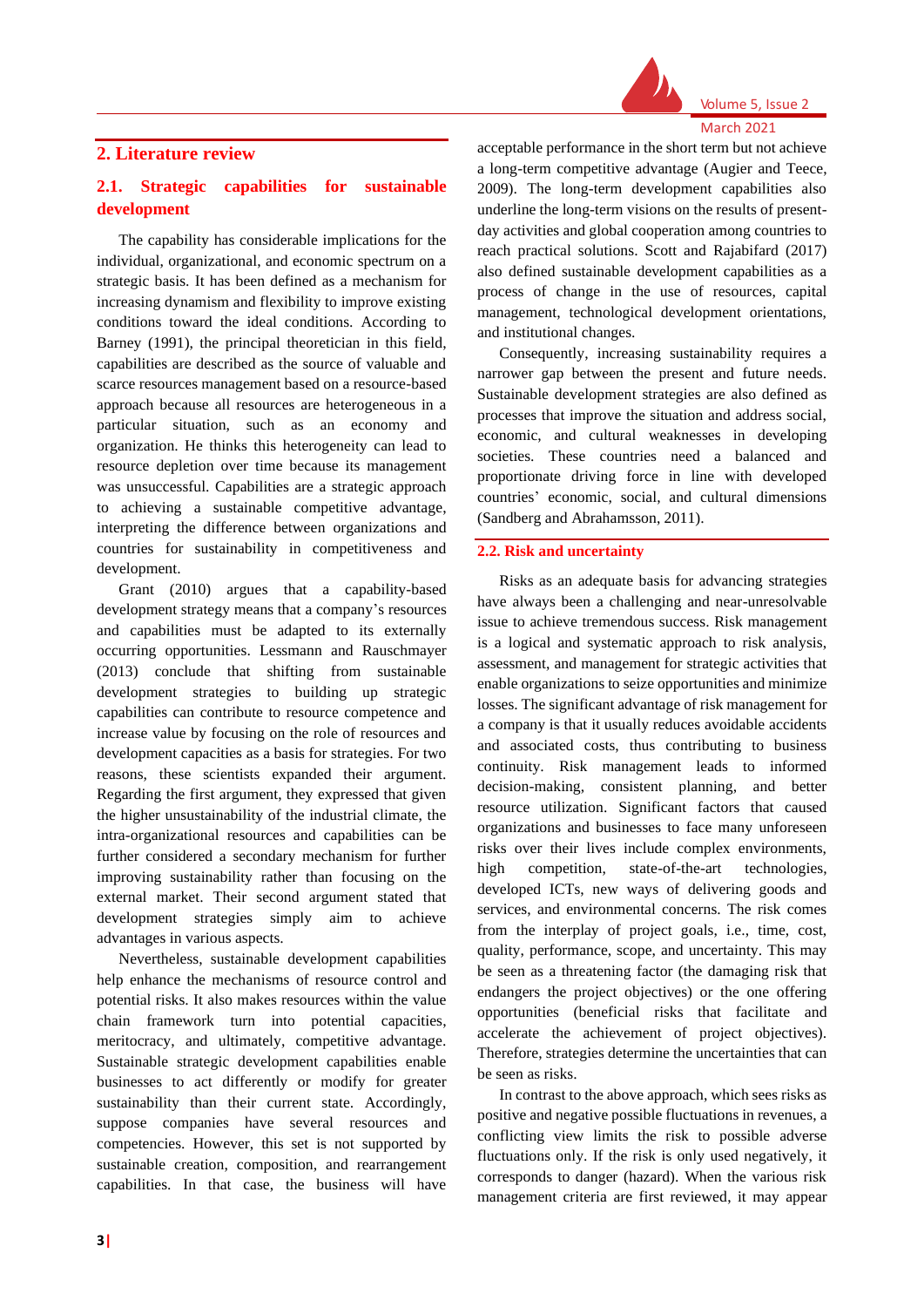## 2. Literature review

### 2.1. Strategic capabilities for sustainable development

The capability has considerable implications for the individual, organizational, and economic spectrum on a strategic basis. It has been defined as a mechanism for increasing dynamism and flexibility to improve existing conditions toward the ideal conditions. According to Barney (1991), the principal theoretician in this field, capabilities are described as the source of valuable and scarce resources management based on a resource-based approach because all resources are heterogeneous in a particular situation, such as an economy and organization. He thinks this heterogeneity can lead to resource depletion over time because its management was unsuccessful. Capabilities are a strategic approach to achieving a sustainable competitive advantage, interpreting the difference between organizations and countries for sustainability in competitiveness and development.

Grant (2010) argues that a capability-based development strategy means that a company's resources and capabilities must be adapted to its externally occurring opportunities. Lessmann and Rauschmayer (2013) conclude that shifting from sustainable development strategies to building up strategic capabilities can contribute to resource competence and increase value by focusing on the role of resources and development capacities as a basis for strategies. For two reasons, these scientists expanded their argument. Regarding the first argument, they expressed that given the higher unsustainability of the industrial climate, the intra-organizational resources and capabilities can be further considered a secondary mechanism for further improving sustainability rather than focusing on the external market. Their second argument stated that development strategies simply aim to achieve advantages in various aspects.

Nevertheless, sustainable development capabilities help enhance the mechanisms of resource control and potential risks. It also makes resources within the value chain framework turn into potential capacities, meritocracy, and ultimately, competitive advantage. Sustainable strategic development capabilities enable businesses to act differently or modify for greater sustainability than their current state. Accordingly, suppose companies have several resources and competencies. However, this set is not supported by sustainable creation, composition, and rearrangement capabilities. In that case, the business will have acceptable performance in the short term but not achieve a long-term competitive advantage (Augier and Teece, 2009). The long-term development capabilities also underline the long-term visions on the results of present-day activities and global cooperation among countries to reach practical solutions. Scott and Rajabifard (2017) also defined sustainable development capabilities as a process of change in the use of resources, capital management, technological development orientations, and institutional changes.

Consequently, increasing sustainability requires a narrower gap between the present and future needs. Sustainable development strategies are also defined as processes that improve the situation and address social, economic, and cultural weaknesses in developing societies. These countries need a balanced and proportionate driving force in line with developed countries' economic, social, and cultural dimensions (Sandberg and Abrahamsson, 2011).

### 2.2. Risk and uncertainty

Risks as an adequate basis for advancing strategies have always been a challenging and near-unresolvable issue to achieve tremendous success. Risk management is a logical and systematic approach to risk analysis, assessment, and management for strategic activities that enable organizations to seize opportunities and minimize losses. The significant advantage of risk management for a company is that it usually reduces avoidable accidents and associated costs, thus contributing to business continuity. Risk management leads to informed decision-making, consistent planning, and better resource utilization. Significant factors that caused organizations and businesses to face many unforeseen risks over their lives include complex environments, high competition, state-of-the-art technologies, developed ICTs, new ways of delivering goods and services, and environmental concerns. The risk comes from the interplay of project goals, i.e., time, cost, quality, performance, scope, and uncertainty. This may be seen as a threatening factor (the damaging risk that endangers the project objectives) or the one offering opportunities (beneficial risks that facilitate and accelerate the achievement of project objectives). Therefore, strategies determine the uncertainties that can be seen as risks.

In contrast to the above approach, which sees risks as positive and negative possible fluctuations in revenues, a conflicting view limits the risk to possible adverse fluctuations only. If the risk is only used negatively, it corresponds to danger (hazard). When the various risk management criteria are first reviewed, it may appear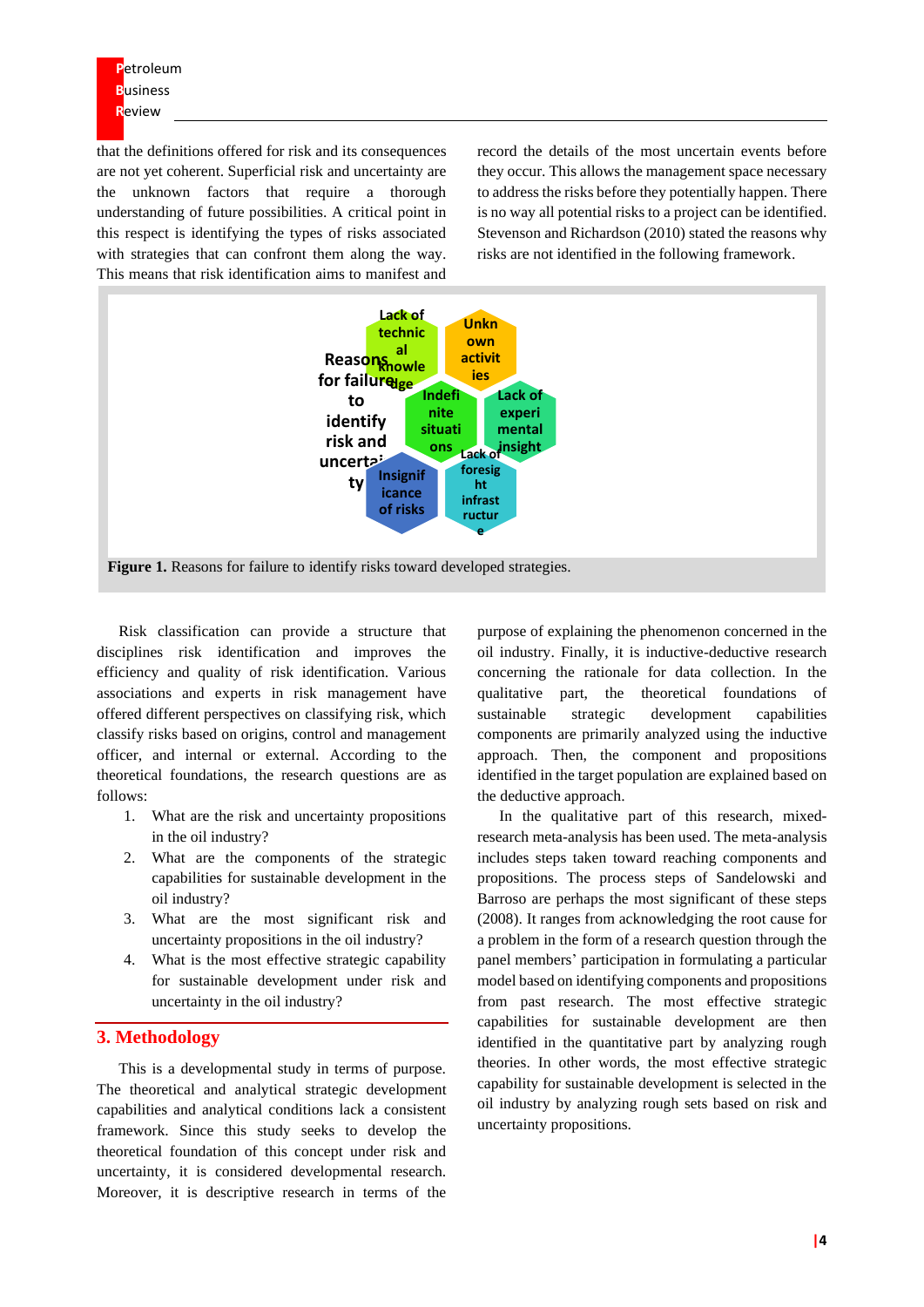that the definitions offered for risk and its consequences are not yet coherent. Superficial risk and uncertainty are the unknown factors that require a thorough understanding of future possibilities. A critical point in this respect is identifying the types of risks associated with strategies that can confront them along the way. This means that risk identification aims to manifest and record the details of the most uncertain events before they occur. This allows the management space necessary to address the risks before they potentially happen. There is no way all potential risks to a project can be identified. Stevenson and Richardson (2010) stated the reasons why risks are not identified in the following framework.

Reasons for failure to identify risk and uncertainty

Lack of technical knowledge

Unknown activities

Indefinite situations

Lack of experimental insight

Insignificance of risks

Lack of foresight infrastructure

**Figure 1.** Reasons for failure to identify risks toward developed strategies.

Risk classification can provide a structure that disciplines risk identification and improves the efficiency and quality of risk identification. Various associations and experts in risk management have offered different perspectives on classifying risk, which classify risks based on origins, control and management officer, and internal or external. According to the theoretical foundations, the research questions are as follows:

1. What are the risk and uncertainty propositions in the oil industry?
2. What are the components of the strategic capabilities for sustainable development in the oil industry?
3. What are the most significant risk and uncertainty propositions in the oil industry?
4. What is the most effective strategic capability for sustainable development under risk and uncertainty in the oil industry?

## 3. Methodology

This is a developmental study in terms of purpose. The theoretical and analytical strategic development capabilities and analytical conditions lack a consistent framework. Since this study seeks to develop the theoretical foundation of this concept under risk and uncertainty, it is considered developmental research. Moreover, it is descriptive research in terms of the purpose of explaining the phenomenon concerned in the oil industry. Finally, it is inductive-deductive research concerning the rationale for data collection. In the qualitative part, the theoretical foundations of sustainable strategic development capabilities components are primarily analyzed using the inductive approach. Then, the component and propositions identified in the target population are explained based on the deductive approach.

In the qualitative part of this research, mixed-research meta-analysis has been used. The meta-analysis includes steps taken toward reaching components and propositions. The process steps of Sandelowski and Barroso are perhaps the most significant of these steps (2008). It ranges from acknowledging the root cause for a problem in the form of a research question through the panel members' participation in formulating a particular model based on identifying components and propositions from past research. The most effective strategic capabilities for sustainable development are then identified in the quantitative part by analyzing rough theories. In other words, the most effective strategic capability for sustainable development is selected in the oil industry by analyzing rough sets based on risk and uncertainty propositions.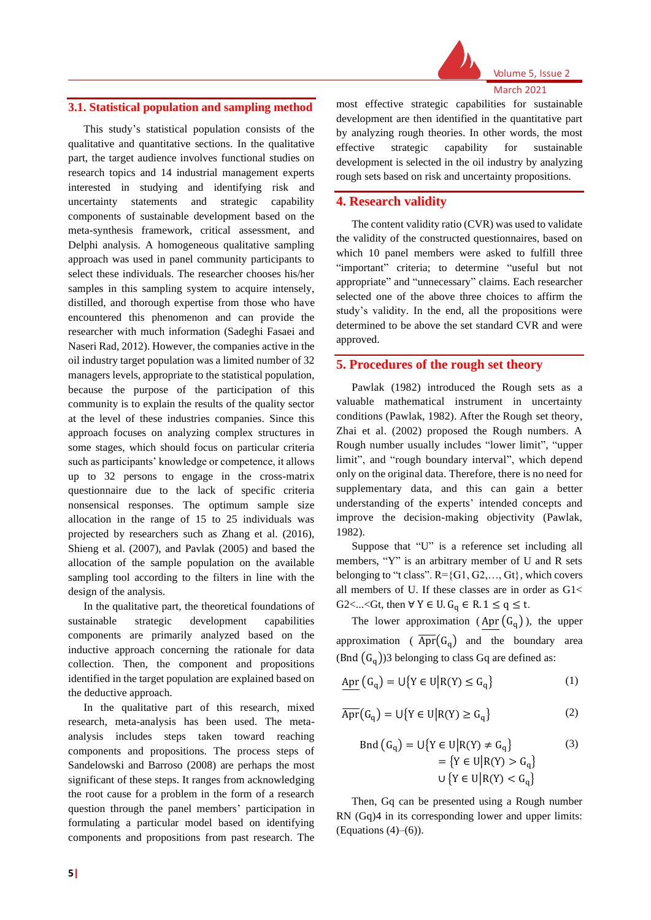## 3.1. Statistical population and sampling method

This study's statistical population consists of the qualitative and quantitative sections. In the qualitative part, the target audience involves functional studies on research topics and 14 industrial management experts interested in studying and identifying risk and uncertainty statements and strategic capability components of sustainable development based on the meta-synthesis framework, critical assessment, and Delphi analysis. A homogeneous qualitative sampling approach was used in panel community participants to select these individuals. The researcher chooses his/her samples in this sampling system to acquire intensely, distilled, and thorough expertise from those who have encountered this phenomenon and can provide the researcher with much information (Sadeghi Fasaei and Naseri Rad, 2012). However, the companies active in the oil industry target population was a limited number of 32 managers levels, appropriate to the statistical population, because the purpose of the participation of this community is to explain the results of the quality sector at the level of these industries companies. Since this approach focuses on analyzing complex structures in some stages, which should focus on particular criteria such as participants' knowledge or competence, it allows up to 32 persons to engage in the cross-matrix questionnaire due to the lack of specific criteria nonsensical responses. The optimum sample size allocation in the range of 15 to 25 individuals was projected by researchers such as Zhang et al. (2016), Shieng et al. (2007), and Pavlak (2005) and based the allocation of the sample population on the available sampling tool according to the filters in line with the design of the analysis.

In the qualitative part, the theoretical foundations of sustainable strategic development capabilities components are primarily analyzed based on the inductive approach concerning the rationale for data collection. Then, the component and propositions identified in the target population are explained based on the deductive approach.

In the qualitative part of this research, mixed research, meta-analysis has been used. The meta-analysis includes steps taken toward reaching components and propositions. The process steps of Sandelowski and Barroso (2008) are perhaps the most significant of these steps. It ranges from acknowledging the root cause for a problem in the form of a research question through the panel members' participation in formulating a particular model based on identifying components and propositions from past research. The most effective strategic capabilities for sustainable development are then identified in the quantitative part by analyzing rough theories. In other words, the most effective strategic capability for sustainable development is selected in the oil industry by analyzing rough sets based on risk and uncertainty propositions.

# 4. Research validity

The content validity ratio (CVR) was used to validate the validity of the constructed questionnaires, based on which 10 panel members were asked to fulfill three "important" criteria; to determine "useful but not appropriate" and "unnecessary" claims. Each researcher selected one of the above three choices to affirm the study's validity. In the end, all the propositions were determined to be above the set standard CVR and were approved.

# 5. Procedures of the rough set theory

Pawlak (1982) introduced the Rough sets as a valuable mathematical instrument in uncertainty conditions (Pawlak, 1982). After the Rough set theory, Zhai et al. (2002) proposed the Rough numbers. A Rough number usually includes "lower limit", "upper limit", and "rough boundary interval", which depend only on the original data. Therefore, there is no need for supplementary data, and this can gain a better understanding of the experts' intended concepts and improve the decision-making objectivity (Pawlak, 1982).

Suppose that "U" is a reference set including all members, "Y" is an arbitrary member of U and R sets belonging to "t class". R={G1, G2,…, Gt}, which covers all members of U. If these classes are in order as G1< G2<...<Gt, then $\forall\, Y \in U.\, G_q \in R.\, 1 \leq q \leq t$.

The lower approximation ($\underline{Apr}\,(G_q)$), the upper approximation ($\overline{Apr}(G_q)$ and the boundary area ($\text{Bnd}\,(G_q)$)3 belonging to class Gq are defined as:

$$\underline{Apr}\,(G_q) = \cup\{Y \in U | R(Y) \leq G_q\} \tag{1}$$

$$\overline{Apr}(G_q) = \cup\{Y \in U | R(Y) \geq G_q\} \tag{2}$$

$$\begin{aligned} \text{Bnd}\,(G_q) &= \cup\{Y \in U | R(Y) \neq G_q\} \\ &= \{Y \in U | R(Y) > G_q\} \\ &\cup \{Y \in U | R(Y) < G_q\} \end{aligned} \tag{3}$$

Then, Gq can be presented using a Rough number RN (Gq)4 in its corresponding lower and upper limits: (Equations (4)–(6)).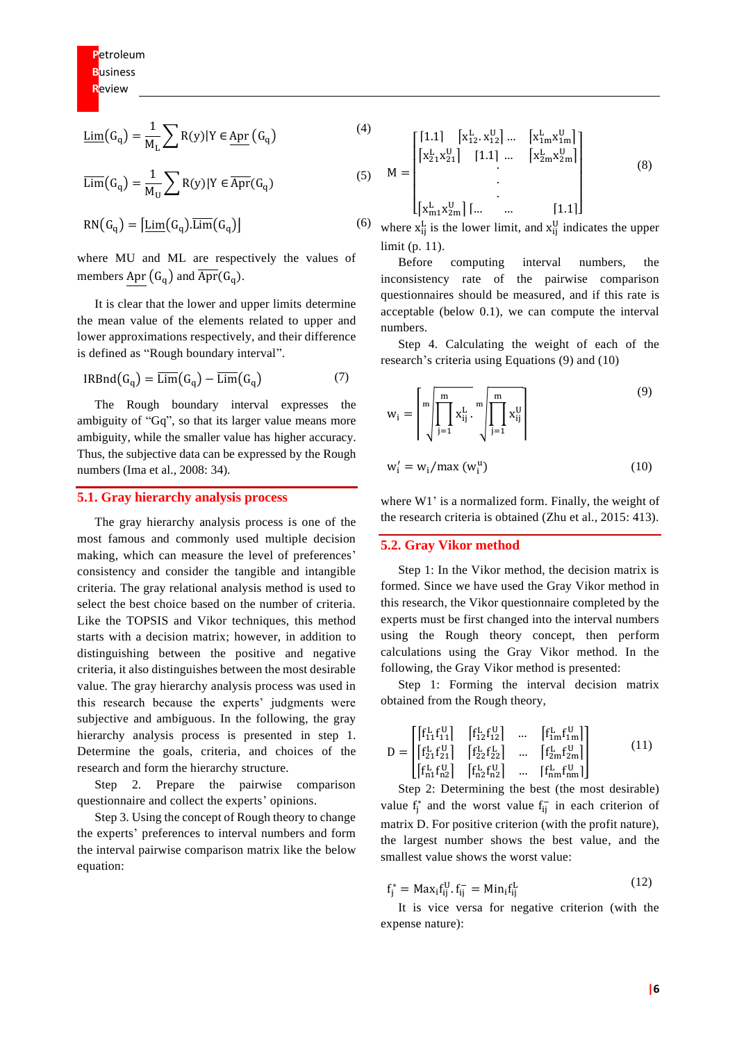$$\underline{\mathrm{Lim}}(G_q) = \frac{1}{M_L}\sum R(y)|Y \in \underline{\mathrm{Apr}}(G_q) \tag{4}$$

$$\overline{\mathrm{Lim}}(G_q) = \frac{1}{M_U}\sum R(y)|Y \in \overline{\mathrm{Apr}}(G_q) \tag{5}$$

$$RN(G_q) = [\underline{\mathrm{Lim}}(G_q).\overline{\mathrm{Lim}}(G_q)] \tag{6}$$

where MU and ML are respectively the values of members $\underline{\mathrm{Apr}}(G_q)$ and $\overline{\mathrm{Apr}}(G_q)$.

It is clear that the lower and upper limits determine the mean value of the elements related to upper and lower approximations respectively, and their difference is defined as "Rough boundary interval".

$$\mathrm{IRBnd}(G_q) = \overline{\mathrm{Lim}}(G_q) - \underline{\mathrm{Lim}}(G_q) \tag{7}$$

The Rough boundary interval expresses the ambiguity of "Gq", so that its larger value means more ambiguity, while the smaller value has higher accuracy. Thus, the subjective data can be expressed by the Rough numbers (Ima et al., 2008: 34).

## 5.1. Gray hierarchy analysis process

The gray hierarchy analysis process is one of the most famous and commonly used multiple decision making, which can measure the level of preferences' consistency and consider the tangible and intangible criteria. The gray relational analysis method is used to select the best choice based on the number of criteria. Like the TOPSIS and Vikor techniques, this method starts with a decision matrix; however, in addition to distinguishing between the positive and negative criteria, it also distinguishes between the most desirable value. The gray hierarchy analysis process was used in this research because the experts' judgments were subjective and ambiguous. In the following, the gray hierarchy analysis process is presented in step 1. Determine the goals, criteria, and choices of the research and form the hierarchy structure.

Step 2. Prepare the pairwise comparison questionnaire and collect the experts' opinions.

Step 3. Using the concept of Rough theory to change the experts' preferences to interval numbers and form the interval pairwise comparison matrix like the below equation:

$$M = \begin{bmatrix} [1.1] & [x_{12}^L.x_{12}^U] \ldots & [x_{1m}^L x_{1m}^U] \\ [x_{21}^L x_{21}^U] & [1.1] \ldots & [x_{2m}^L x_{2m}^U] \\ & \vdots & \\ [x_{m1}^L x_{2m}^U] & [\ldots \quad \ldots & [1.1] \end{bmatrix} \tag{8}$$

where $x_{ij}^L$ is the lower limit, and $x_{ij}^U$ indicates the upper limit (p. 11).

Before computing interval numbers, the inconsistency rate of the pairwise comparison questionnaires should be measured, and if this rate is acceptable (below 0.1), we can compute the interval numbers.

Step 4. Calculating the weight of each of the research's criteria using Equations (9) and (10)

$$w_i = \left[\sqrt[m]{\prod_{j=1}^{m} x_{ij}^L} \, . \, \sqrt[m]{\prod_{j=1}^{m} x_{ij}^U}\right] \tag{9}$$

$$w_i' = w_i / \max(w_i^u) \tag{10}$$

where W1' is a normalized form. Finally, the weight of the research criteria is obtained (Zhu et al., 2015: 413).

## 5.2. Gray Vikor method

Step 1: In the Vikor method, the decision matrix is formed. Since we have used the Gray Vikor method in this research, the Vikor questionnaire completed by the experts must be first changed into the interval numbers using the Rough theory concept, then perform calculations using the Gray Vikor method. In the following, the Gray Vikor method is presented:

Step 1: Forming the interval decision matrix obtained from the Rough theory,

$$D = \begin{bmatrix} [f_{11}^L f_{11}^U] & [f_{12}^L f_{12}^U] & \ldots & [f_{1m}^L f_{1m}^U] \\ [f_{21}^L f_{21}^U] & [f_{22}^L f_{22}^L] & \ldots & [f_{2m}^L f_{2m}^U] \\ [f_{n1}^L f_{n2}^U] & [f_{n2}^L f_{n2}^U] & \ldots & [f_{nm}^L f_{nm}^U] \end{bmatrix} \tag{11}$$

Step 2: Determining the best (the most desirable) value $f_j^*$ and the worst value $f_{ij}^-$ in each criterion of matrix D. For positive criterion (with the profit nature), the largest number shows the best value, and the smallest value shows the worst value:

$$f_j^* = \mathrm{Max}_i f_{ij}^U . \, f_{ij}^- = \mathrm{Min}_i f_{ij}^L \tag{12}$$

It is vice versa for negative criterion (with the expense nature):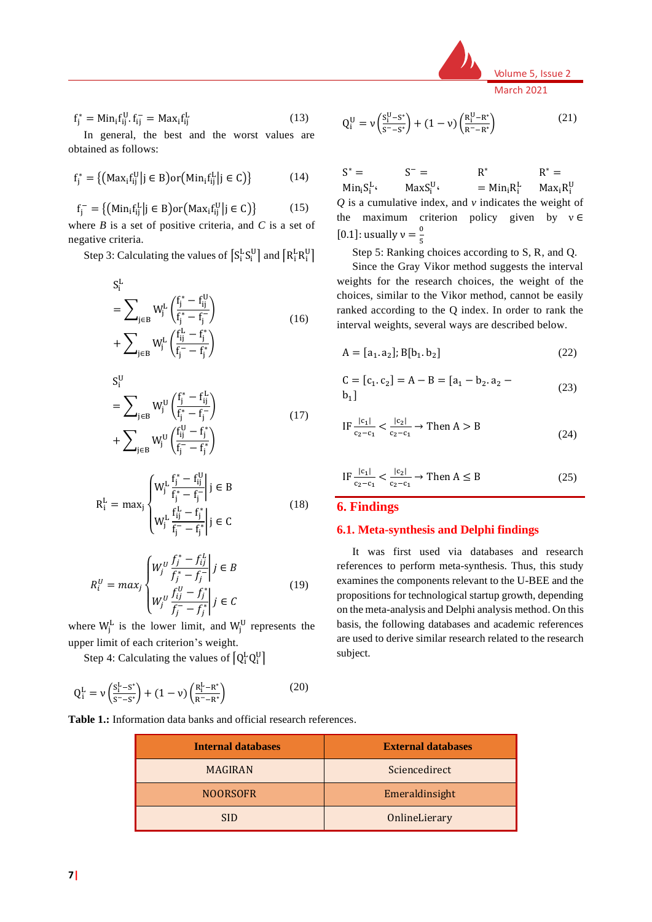$$f_j^* = \mathrm{Min}_i f_{ij}^U . f_{ij}^- = \mathrm{Max}_i f_{ij}^L \tag{13}$$

In general, the best and the worst values are obtained as follows:

$$f_j^* = \{(\mathrm{Max}_i f_{ij}^U | j \in B) \text{or} (\mathrm{Min}_i f_{ij}^L | j \in C)\} \tag{14}$$

$$f_j^- = \{(\mathrm{Min}_i f_{ij}^L | j \in B) \text{or} (\mathrm{Max}_i f_{ij}^U | j \in C)\} \tag{15}$$

where *B* is a set of positive criteria, and *C* is a set of negative criteria.

Step 3: Calculating the values of $[S_i^L S_i^U]$ and $[R_i^L R_i^U]$

$$S_i^L = \sum_{j\in B} W_j^L \left(\frac{f_j^* - f_{ij}^U}{f_j^* - f_j^-}\right) + \sum_{j\in B} W_j^L \left(\frac{f_{ij}^L - f_j^*}{f_j^- - f_j^*}\right) \tag{16}$$

$$S_i^U = \sum_{j\in B} W_j^U \left(\frac{f_j^* - f_{ij}^L}{f_j^* - f_j^-}\right) + \sum_{j\in B} W_j^U \left(\frac{f_{ij}^U - f_j^*}{f_j^- - f_j^*}\right) \tag{17}$$

$$R_i^L = \max_j \begin{cases} W_j^L \dfrac{f_j^* - f_{ij}^U}{f_j^* - f_j^-} \Big| j \in B \\ W_j^L \dfrac{f_{ij}^L - f_j^*}{f_j^- - f_j^*} \Big| j \in C \end{cases} \tag{18}$$

$$R_i^U = \max_j \begin{cases} W_j^U \dfrac{f_j^* - f_{ij}^L}{f_j^* - f_j^-} \Big| j \in B \\ W_j^U \dfrac{f_{ij}^U - f_j^*}{f_j^- - f_j^*} \Big| j \in C \end{cases} \tag{19}$$

where $W_j^L$ is the lower limit, and $W_j^U$ represents the upper limit of each criterion's weight.

Step 4: Calculating the values of $[Q_i^L Q_i^U]$

$$Q_i^L = v\left(\frac{S_i^L - S^*}{S^- - S^*}\right) + (1-v)\left(\frac{R_i^L - R^*}{R^- - R^*}\right) \tag{20}$$

$$Q_i^U = v\left(\frac{S_i^U - S^*}{S^- - S^*}\right) + (1-v)\left(\frac{R_i^U - R^*}{R^- - R^*}\right) \tag{21}$$

$S^* = \mathrm{Min}_i S_i^L$, $S^- = \mathrm{Max} S_i^U$, $R^* = \mathrm{Min}_i R_i^L$, $R^* = \mathrm{Max}_i R_i^U$

*Q* is a cumulative index, and *v* indicates the weight of the maximum criterion policy given by $v \in [0.1]$: usually $v = \frac{0}{5}$

Step 5: Ranking choices according to S, R, and Q.

Since the Gray Vikor method suggests the interval weights for the research choices, the weight of the choices, similar to the Vikor method, cannot be easily ranked according to the Q index. In order to rank the interval weights, several ways are described below.

$$A = [a_1 . a_2];\ B[b_1 . b_2] \tag{22}$$

$$C = [c_1 . c_2] = A - B = [a_1 - b_2 . a_2 - b_1] \tag{23}$$

$$\text{IF } \frac{|c_1|}{c_2 - c_1} < \frac{|c_2|}{c_2 - c_1} \rightarrow \text{Then } A > B \tag{24}$$

$$\text{IF } \frac{|c_1|}{c_2 - c_1} < \frac{|c_2|}{c_2 - c_1} \rightarrow \text{Then } A \leq B \tag{25}$$

## 6. Findings

### 6.1. Meta-synthesis and Delphi findings

It was first used via databases and research references to perform meta-synthesis. Thus, this study examines the components relevant to the U-BEE and the propositions for technological startup growth, depending on the meta-analysis and Delphi analysis method. On this basis, the following databases and academic references are used to derive similar research related to the research subject.

**Table 1.:** Information data banks and official research references.

| Internal databases | External databases |
|---|---|
| MAGIRAN | Sciencedirect |
| NOORSOFR | Emeraldinsight |
| SID | OnlineLierary |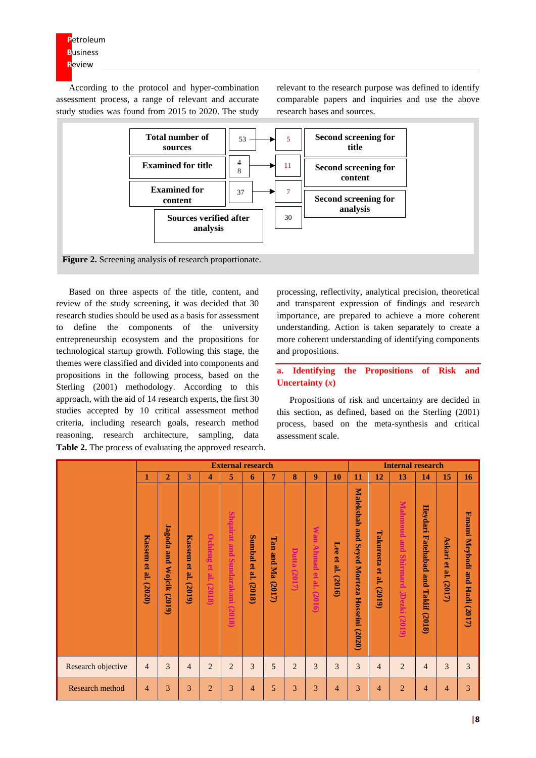According to the protocol and hyper-combination assessment process, a range of relevant and accurate study studies was found from 2015 to 2020. The study relevant to the research purpose was defined to identify comparable papers and inquiries and use the above research bases and sources.

| | | | |
|---|---|---|---|
| Total number of sources | 53 | 5 | Second screening for title |
| Examined for title | 48 | 11 | Second screening for content |
| Examined for content | 37 | 7 | Second screening for analysis |
| Sources verified after analysis | | 30 | |

**Figure 2.** Screening analysis of research proportionate.

Based on three aspects of the title, content, and review of the study screening, it was decided that 30 research studies should be used as a basis for assessment to define the components of the university entrepreneurship ecosystem and the propositions for technological startup growth. Following this stage, the themes were classified and divided into components and propositions in the following process, based on the Sterling (2001) methodology. According to this approach, with the aid of 14 research experts, the first 30 studies accepted by 10 critical assessment method criteria, including research goals, research method reasoning, research architecture, sampling, data processing, reflectivity, analytical precision, theoretical and transparent expression of findings and research importance, are prepared to achieve a more coherent understanding. Action is taken separately to create a more coherent understanding of identifying components and propositions.

**Table 2.** The process of evaluating the approved research.

| | External research | | | | | | | | | | Internal research | | | | | |
|---|---|---|---|---|---|---|---|---|---|---|---|---|---|---|---|---|
| | 1 | 2 | 3 | 4 | 5 | 6 | 7 | 8 | 9 | 10 | 11 | 12 | 13 | 14 | 15 | 16 |
| | Kassem et al. (2020) | Jagoda and Wojcik (2019) | Kassem et al. (2019) | Ochieng et al. (2018) | Shqairat and Sundarakani (2018) | Sumbal et al. (2018) | Tan and Ma (2017) | Dutta (2017) | Wan Ahmad et al. (2016) | Lee et al. (2016) | Malekshah and Seyed Morteza Hosseini (2020) | Takurosta et al. (2019) | Mahmoud and Shirmard ;Dezki (2019) | Heydari Fatehabad and Takif (2018) | Askari et al. (2017) | Emami Meybodi and Hadi (2017) |
| Research objective | 4 | 3 | 4 | 2 | 2 | 3 | 5 | 2 | 3 | 3 | 3 | 4 | 2 | 4 | 3 | 3 |
| Research method | 4 | 3 | 3 | 2 | 3 | 4 | 5 | 3 | 3 | 4 | 3 | 4 | 2 | 4 | 4 | 3 |

### a. Identifying the Propositions of Risk and Uncertainty ($x$)

Propositions of risk and uncertainty are decided in this section, as defined, based on the Sterling (2001) process, based on the meta-synthesis and critical assessment scale.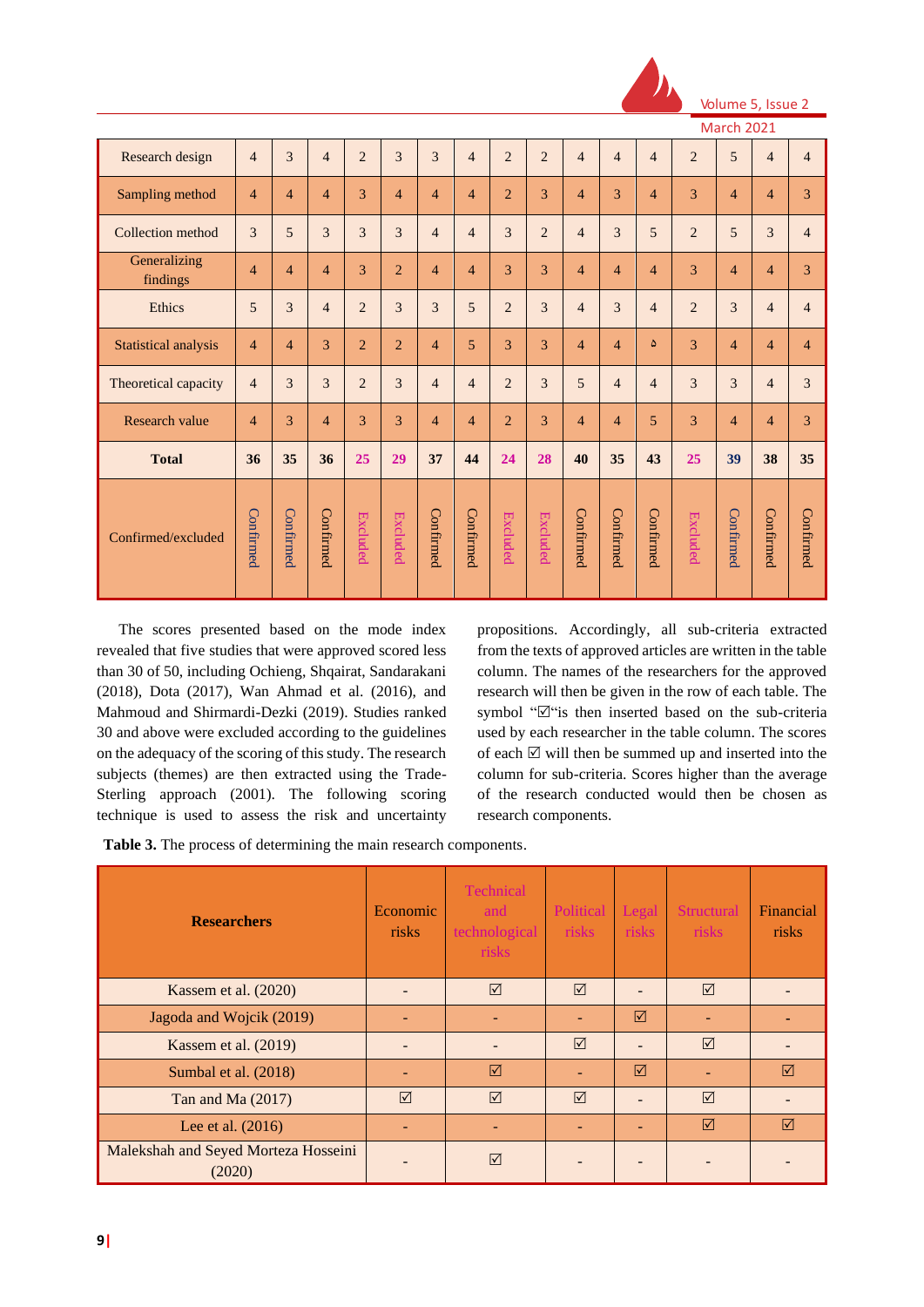| Research design | 4 | 3 | 4 | 2 | 3 | 3 | 4 | 2 | 2 | 4 | 4 | 4 | 2 | 5 | 4 | 4 |
|---|---|---|---|---|---|---|---|---|---|---|---|---|---|---|---|---|
| Sampling method | 4 | 4 | 4 | 3 | 4 | 4 | 4 | 2 | 3 | 4 | 3 | 4 | 3 | 4 | 4 | 3 |
| Collection method | 3 | 5 | 3 | 3 | 3 | 4 | 4 | 3 | 2 | 4 | 3 | 5 | 2 | 5 | 3 | 4 |
| Generalizing findings | 4 | 4 | 4 | 3 | 2 | 4 | 4 | 3 | 3 | 4 | 4 | 4 | 3 | 4 | 4 | 3 |
| Ethics | 5 | 3 | 4 | 2 | 3 | 3 | 5 | 2 | 3 | 4 | 3 | 4 | 2 | 3 | 4 | 4 |
| Statistical analysis | 4 | 4 | 3 | 2 | 2 | 4 | 5 | 3 | 3 | 4 | 4 | ۵ | 3 | 4 | 4 | 4 |
| Theoretical capacity | 4 | 3 | 3 | 2 | 3 | 4 | 4 | 2 | 3 | 5 | 4 | 4 | 3 | 3 | 4 | 3 |
| Research value | 4 | 3 | 4 | 3 | 3 | 4 | 4 | 2 | 3 | 4 | 4 | 5 | 3 | 4 | 4 | 3 |
| **Total** | **36** | **35** | **36** | **25** | **29** | **37** | **44** | **24** | **28** | **40** | **35** | **43** | **25** | **39** | **38** | **35** |
| Confirmed/excluded | Confirmed | Confirmed | Confirmed | Excluded | Excluded | Confirmed | Confirmed | Excluded | Excluded | Confirmed | Confirmed | Confirmed | Excluded | Confirmed | Confirmed | Confirmed |

The scores presented based on the mode index revealed that five studies that were approved scored less than 30 of 50, including Ochieng, Shqairat, Sandarakani (2018), Dota (2017), Wan Ahmad et al. (2016), and Mahmoud and Shirmardi-Dezki (2019). Studies ranked 30 and above were excluded according to the guidelines on the adequacy of the scoring of this study. The research subjects (themes) are then extracted using the Trade-Sterling approach (2001). The following scoring technique is used to assess the risk and uncertainty propositions. Accordingly, all sub-criteria extracted from the texts of approved articles are written in the table column. The names of the researchers for the approved research will then be given in the row of each table. The symbol "☑"is then inserted based on the sub-criteria used by each researcher in the table column. The scores of each ☑ will then be summed up and inserted into the column for sub-criteria. Scores higher than the average of the research conducted would then be chosen as research components.

**Table 3.** The process of determining the main research components.

| Researchers | Economic risks | Technical and technological risks | Political risks | Legal risks | Structural risks | Financial risks |
|---|---|---|---|---|---|---|
| Kassem et al. (2020) | - | ☑ | ☑ | - | ☑ | - |
| Jagoda and Wojcik (2019) | - | - | - | ☑ | - | - |
| Kassem et al. (2019) | - | - | ☑ | - | ☑ | - |
| Sumbal et al. (2018) | - | ☑ | - | ☑ | - | ☑ |
| Tan and Ma (2017) | ☑ | ☑ | ☑ | - | ☑ | - |
| Lee et al. (2016) | - | - | - | - | ☑ | ☑ |
| Malekshah and Seyed Morteza Hosseini (2020) | - | ☑ | - | - | - | - |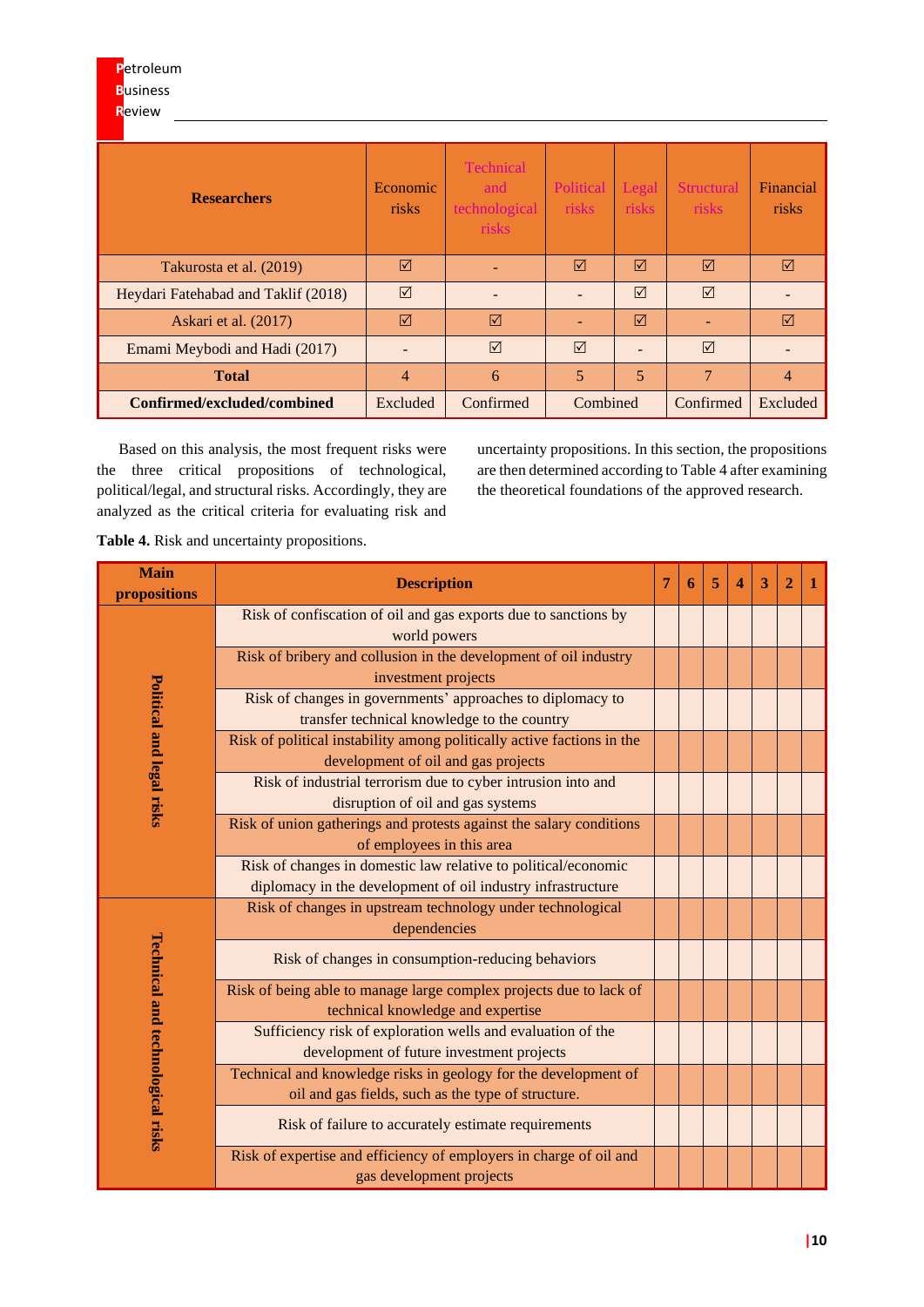| Researchers | Economic risks | Technical and technological risks | Political risks | Legal risks | Structural risks | Financial risks |
|---|---|---|---|---|---|---|
| Takurosta et al. (2019) | ☑ | - | ☑ | ☑ | ☑ | ☑ |
| Heydari Fatehabad and Taklif (2018) | ☑ | - | - | ☑ | ☑ | - |
| Askari et al. (2017) | ☑ | ☑ | - | ☑ | - | ☑ |
| Emami Meybodi and Hadi (2017) | - | ☑ | ☑ | - | ☑ | - |
| **Total** | 4 | 6 | 5 | 5 | 7 | 4 |
| **Confirmed/excluded/combined** | Excluded | Confirmed | Combined | | Confirmed | Excluded |

Based on this analysis, the most frequent risks were the three critical propositions of technological, political/legal, and structural risks. Accordingly, they are analyzed as the critical criteria for evaluating risk and uncertainty propositions. In this section, the propositions are then determined according to Table 4 after examining the theoretical foundations of the approved research.

**Table 4.** Risk and uncertainty propositions.

| Main propositions | Description | 7 | 6 | 5 | 4 | 3 | 2 | 1 |
|---|---|---|---|---|---|---|---|---|
| Political and legal risks | Risk of confiscation of oil and gas exports due to sanctions by world powers | | | | | | | |
| | Risk of bribery and collusion in the development of oil industry investment projects | | | | | | | |
| | Risk of changes in governments' approaches to diplomacy to transfer technical knowledge to the country | | | | | | | |
| | Risk of political instability among politically active factions in the development of oil and gas projects | | | | | | | |
| | Risk of industrial terrorism due to cyber intrusion into and disruption of oil and gas systems | | | | | | | |
| | Risk of union gatherings and protests against the salary conditions of employees in this area | | | | | | | |
| | Risk of changes in domestic law relative to political/economic diplomacy in the development of oil industry infrastructure | | | | | | | |
| Technical and technological risks | Risk of changes in upstream technology under technological dependencies | | | | | | | |
| | Risk of changes in consumption-reducing behaviors | | | | | | | |
| | Risk of being able to manage large complex projects due to lack of technical knowledge and expertise | | | | | | | |
| | Sufficiency risk of exploration wells and evaluation of the development of future investment projects | | | | | | | |
| | Technical and knowledge risks in geology for the development of oil and gas fields, such as the type of structure. | | | | | | | |
| | Risk of failure to accurately estimate requirements | | | | | | | |
| | Risk of expertise and efficiency of employers in charge of oil and gas development projects | | | | | | | |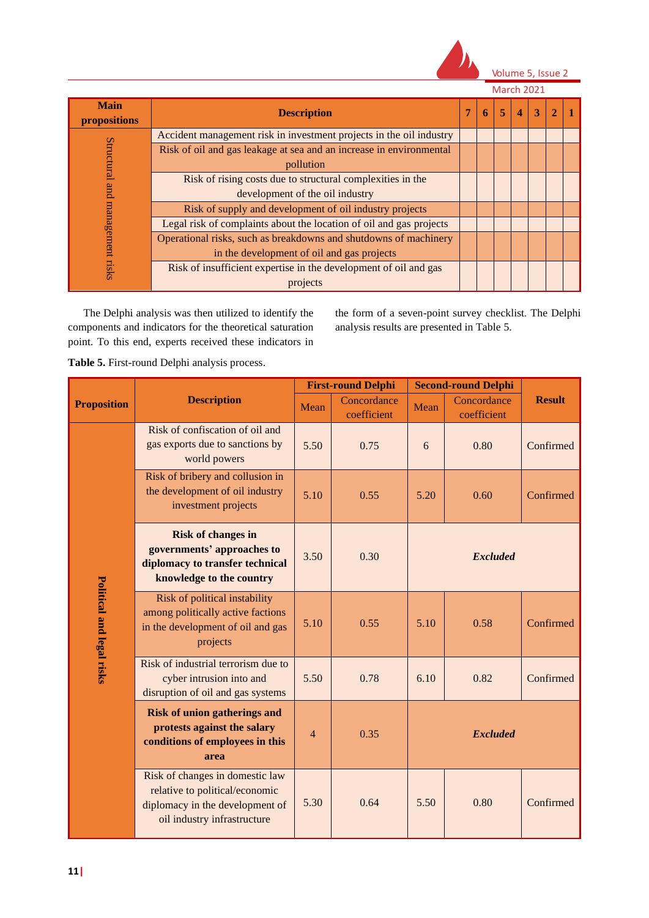| Main propositions | Description | 7 | 6 | 5 | 4 | 3 | 2 | 1 |
|---|---|---|---|---|---|---|---|---|
| Structural and management risks | Accident management risk in investment projects in the oil industry | | | | | | | |
| | Risk of oil and gas leakage at sea and an increase in environmental pollution | | | | | | | |
| | Risk of rising costs due to structural complexities in the development of the oil industry | | | | | | | |
| | Risk of supply and development of oil industry projects | | | | | | | |
| | Legal risk of complaints about the location of oil and gas projects | | | | | | | |
| | Operational risks, such as breakdowns and shutdowns of machinery in the development of oil and gas projects | | | | | | | |
| | Risk of insufficient expertise in the development of oil and gas projects | | | | | | | |

The Delphi analysis was then utilized to identify the components and indicators for the theoretical saturation point. To this end, experts received these indicators in the form of a seven-point survey checklist. The Delphi analysis results are presented in Table 5.

**Table 5.** First-round Delphi analysis process.

| Proposition | Description | First-round Delphi | | Second-round Delphi | | Result |
|---|---|---|---|---|---|---|
| | | Mean | Concordance coefficient | Mean | Concordance coefficient | |
| **Political and legal risks** | Risk of confiscation of oil and gas exports due to sanctions by world powers | 5.50 | 0.75 | 6 | 0.80 | Confirmed |
| | Risk of bribery and collusion in the development of oil industry investment projects | 5.10 | 0.55 | 5.20 | 0.60 | Confirmed |
| | **Risk of changes in governments' approaches to diplomacy to transfer technical knowledge to the country** | 3.50 | 0.30 | ***Excluded*** | | |
| | Risk of political instability among politically active factions in the development of oil and gas projects | 5.10 | 0.55 | 5.10 | 0.58 | Confirmed |
| | Risk of industrial terrorism due to cyber intrusion into and disruption of oil and gas systems | 5.50 | 0.78 | 6.10 | 0.82 | Confirmed |
| | **Risk of union gatherings and protests against the salary conditions of employees in this area** | 4 | 0.35 | ***Excluded*** | | |
| | Risk of changes in domestic law relative to political/economic diplomacy in the development of oil industry infrastructure | 5.30 | 0.64 | 5.50 | 0.80 | Confirmed |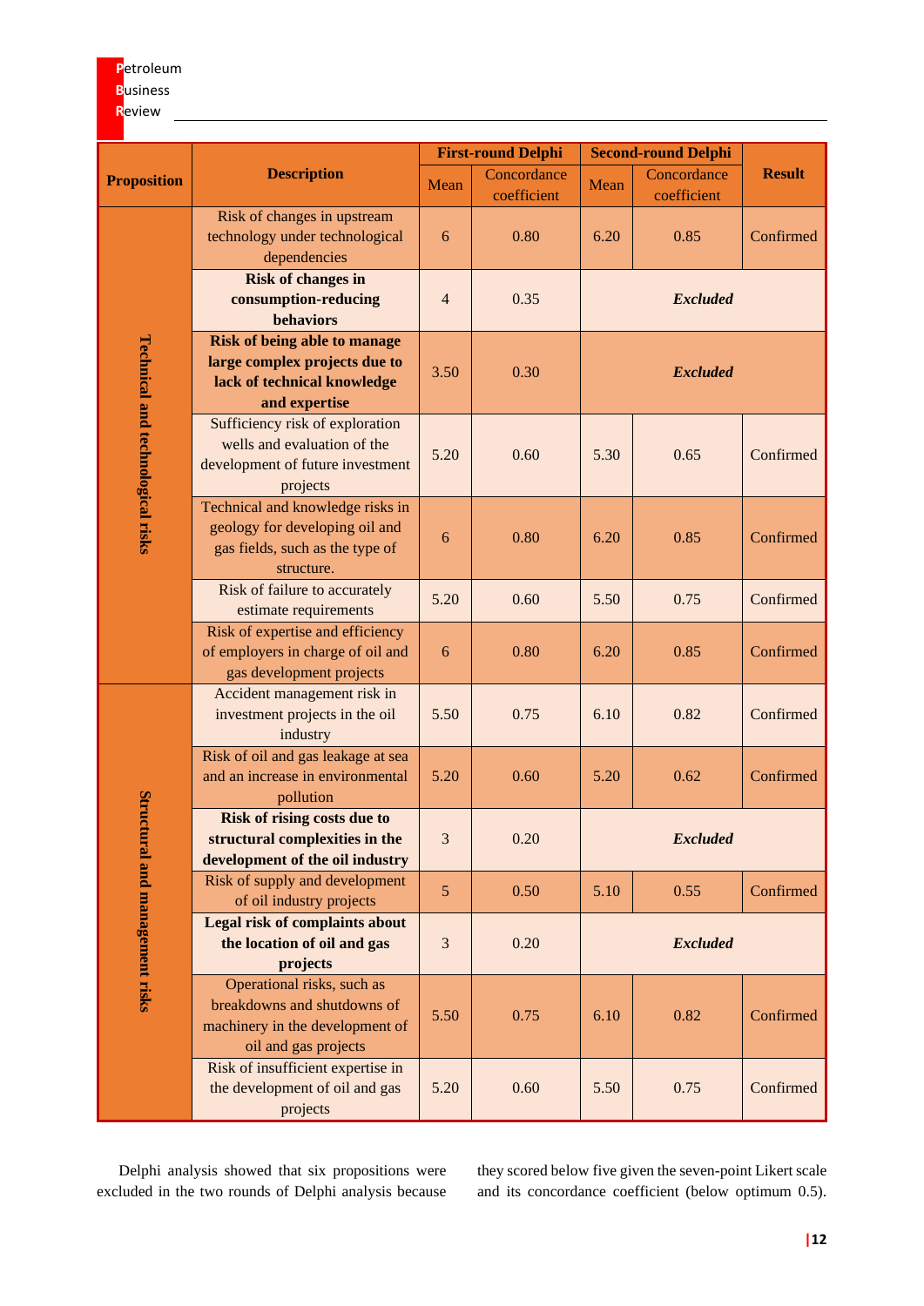| Proposition | Description | First-round Delphi | | Second-round Delphi | | Result |
|---|---|---|---|---|---|---|
| | | Mean | Concordance coefficient | Mean | Concordance coefficient | |
| Technical and technological risks | Risk of changes in upstream technology under technological dependencies | 6 | 0.80 | 6.20 | 0.85 | Confirmed |
| | **Risk of changes in consumption-reducing behaviors** | 4 | 0.35 | ***Excluded*** | | |
| | **Risk of being able to manage large complex projects due to lack of technical knowledge and expertise** | 3.50 | 0.30 | ***Excluded*** | | |
| | Sufficiency risk of exploration wells and evaluation of the development of future investment projects | 5.20 | 0.60 | 5.30 | 0.65 | Confirmed |
| | Technical and knowledge risks in geology for developing oil and gas fields, such as the type of structure. | 6 | 0.80 | 6.20 | 0.85 | Confirmed |
| | Risk of failure to accurately estimate requirements | 5.20 | 0.60 | 5.50 | 0.75 | Confirmed |
| | Risk of expertise and efficiency of employers in charge of oil and gas development projects | 6 | 0.80 | 6.20 | 0.85 | Confirmed |
| Structural and management risks | Accident management risk in investment projects in the oil industry | 5.50 | 0.75 | 6.10 | 0.82 | Confirmed |
| | Risk of oil and gas leakage at sea and an increase in environmental pollution | 5.20 | 0.60 | 5.20 | 0.62 | Confirmed |
| | **Risk of rising costs due to structural complexities in the development of the oil industry** | 3 | 0.20 | ***Excluded*** | | |
| | Risk of supply and development of oil industry projects | 5 | 0.50 | 5.10 | 0.55 | Confirmed |
| | **Legal risk of complaints about the location of oil and gas projects** | 3 | 0.20 | ***Excluded*** | | |
| | Operational risks, such as breakdowns and shutdowns of machinery in the development of oil and gas projects | 5.50 | 0.75 | 6.10 | 0.82 | Confirmed |
| | Risk of insufficient expertise in the development of oil and gas projects | 5.20 | 0.60 | 5.50 | 0.75 | Confirmed |

Delphi analysis showed that six propositions were excluded in the two rounds of Delphi analysis because they scored below five given the seven-point Likert scale and its concordance coefficient (below optimum 0.5).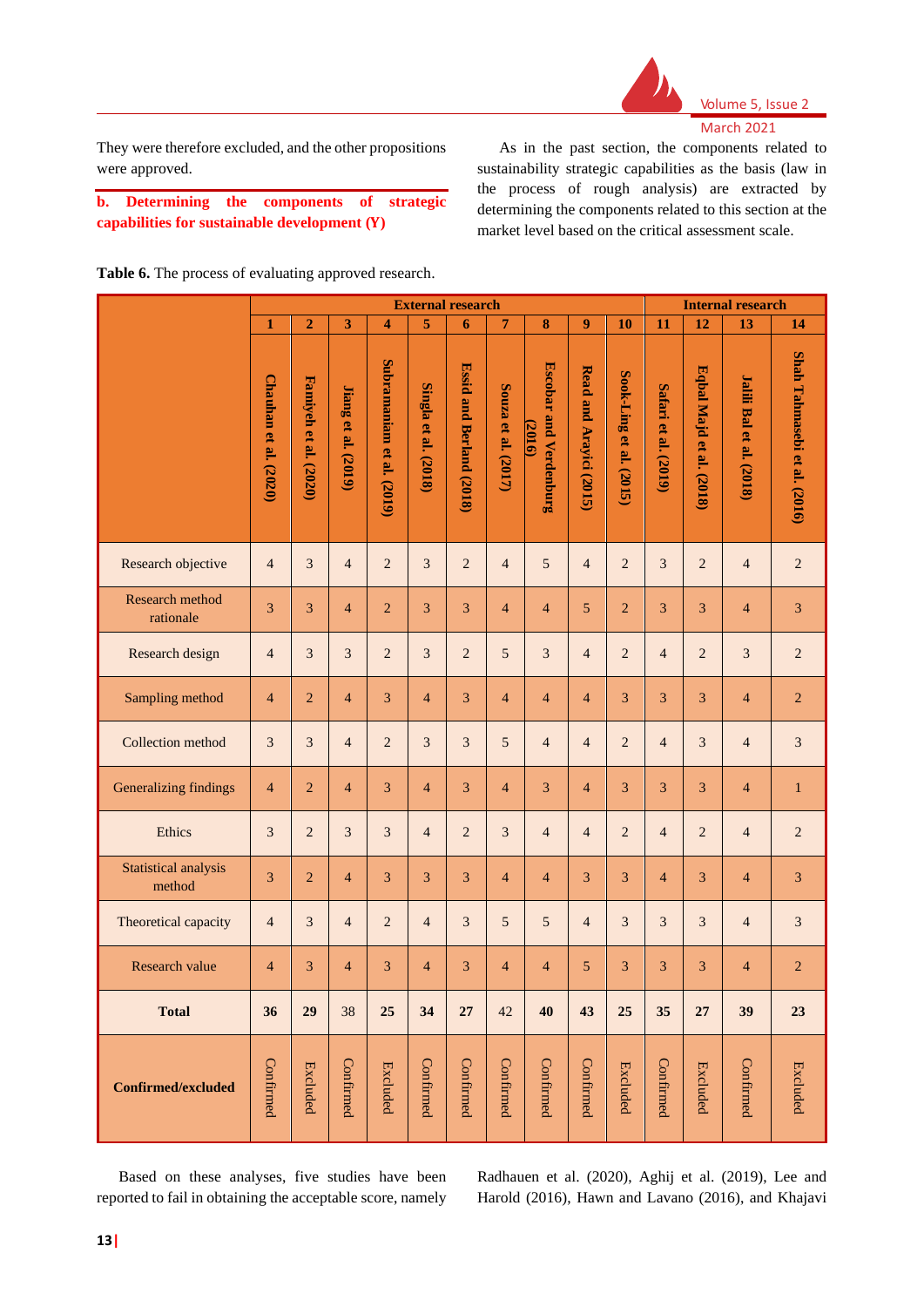They were therefore excluded, and the other propositions were approved.

**b. Determining the components of strategic capabilities for sustainable development (Y)**

As in the past section, the components related to sustainability strategic capabilities as the basis (law in the process of rough analysis) are extracted by determining the components related to this section at the market level based on the critical assessment scale.

**Table 6.** The process of evaluating approved research.

| | External research | | | | | | | | | | Internal research | | | |
|---|---|---|---|---|---|---|---|---|---|---|---|---|---|---|
| | 1 | 2 | 3 | 4 | 5 | 6 | 7 | 8 | 9 | 10 | 11 | 12 | 13 | 14 |
| | Chauhan et al. (2020) | Famiyeh et al. (2020) | Jiang et al. (2019) | Subramaniam et al. (2019) | Singla et al. (2018) | Essid and Berland (2018) | Souza et al. (2017) | Escobar and Verdenburg (2016) | Read and Arayici (2015) | Sook-Ling et al. (2015) | Safari et al. (2019) | Eqbal Majd et al. (2018) | Jalili Bal et al. (2018) | Shah Tahmasebi et al. (2016) |
| Research objective | 4 | 3 | 4 | 2 | 3 | 2 | 4 | 5 | 4 | 2 | 3 | 2 | 4 | 2 |
| Research method rationale | 3 | 3 | 4 | 2 | 3 | 3 | 4 | 4 | 5 | 2 | 3 | 3 | 4 | 3 |
| Research design | 4 | 3 | 3 | 2 | 3 | 2 | 5 | 3 | 4 | 2 | 4 | 2 | 3 | 2 |
| Sampling method | 4 | 2 | 4 | 3 | 4 | 3 | 4 | 4 | 4 | 3 | 3 | 3 | 4 | 2 |
| Collection method | 3 | 3 | 4 | 2 | 3 | 3 | 5 | 4 | 4 | 2 | 4 | 3 | 4 | 3 |
| Generalizing findings | 4 | 2 | 4 | 3 | 4 | 3 | 4 | 3 | 4 | 3 | 3 | 3 | 4 | 1 |
| Ethics | 3 | 2 | 3 | 3 | 4 | 2 | 3 | 4 | 4 | 2 | 4 | 2 | 4 | 2 |
| Statistical analysis method | 3 | 2 | 4 | 3 | 3 | 3 | 4 | 4 | 3 | 3 | 4 | 3 | 4 | 3 |
| Theoretical capacity | 4 | 3 | 4 | 2 | 4 | 3 | 5 | 5 | 4 | 3 | 3 | 3 | 4 | 3 |
| Research value | 4 | 3 | 4 | 3 | 4 | 3 | 4 | 4 | 5 | 3 | 3 | 3 | 4 | 2 |
| **Total** | **36** | **29** | 38 | **25** | **34** | **27** | 42 | **40** | **43** | **25** | **35** | **27** | **39** | **23** |
| **Confirmed/excluded** | Confirmed | Excluded | Confirmed | Excluded | Confirmed | Confirmed | Confirmed | Confirmed | Confirmed | Excluded | Confirmed | Excluded | Confirmed | Excluded |

Based on these analyses, five studies have been reported to fail in obtaining the acceptable score, namely Radhauen et al. (2020), Aghij et al. (2019), Lee and Harold (2016), Hawn and Lavano (2016), and Khajavi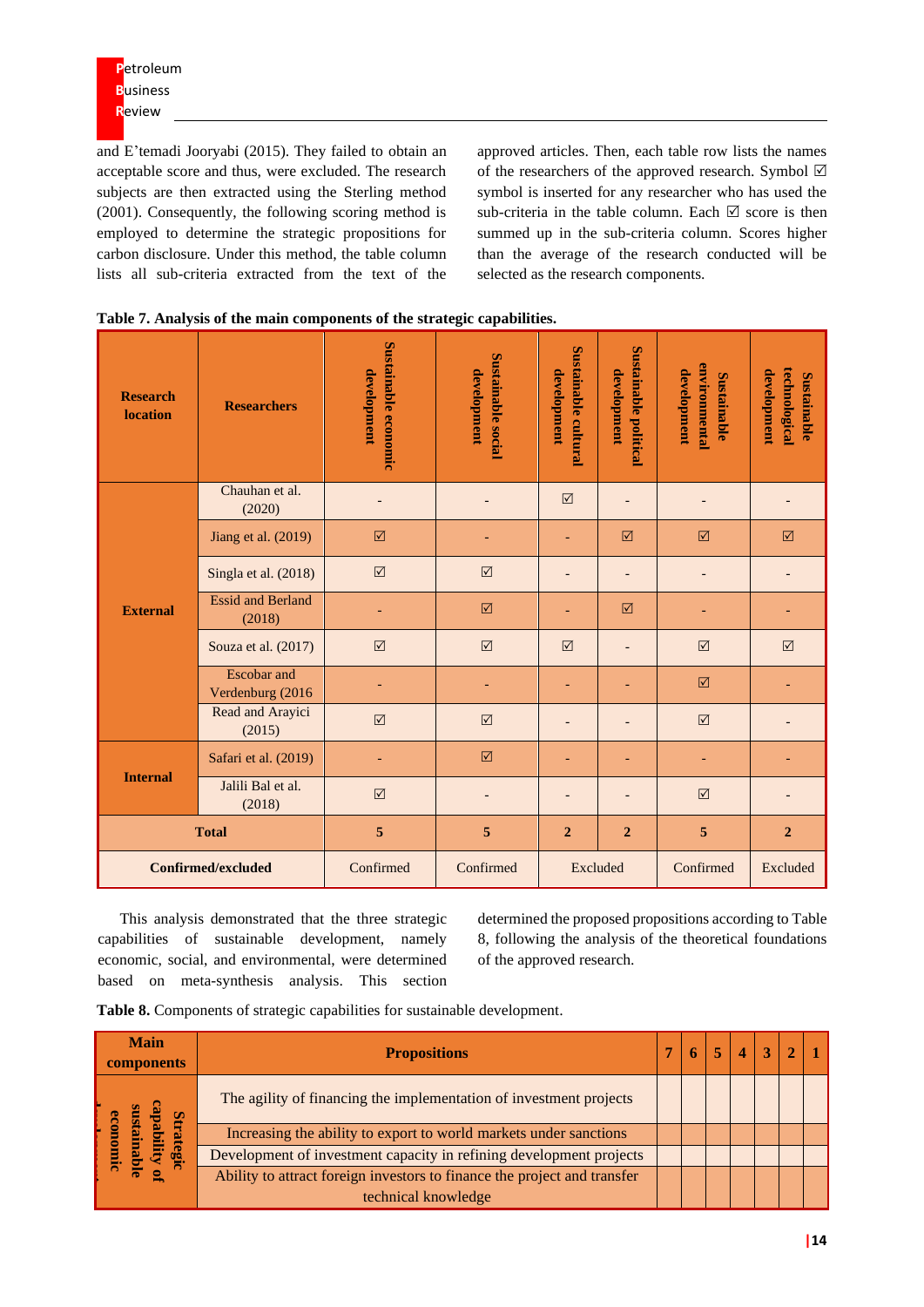and E'temadi Jooryabi (2015). They failed to obtain an acceptable score and thus, were excluded. The research subjects are then extracted using the Sterling method (2001). Consequently, the following scoring method is employed to determine the strategic propositions for carbon disclosure. Under this method, the table column lists all sub-criteria extracted from the text of the approved articles. Then, each table row lists the names of the researchers of the approved research. Symbol ☑ symbol is inserted for any researcher who has used the sub-criteria in the table column. Each ☑ score is then summed up in the sub-criteria column. Scores higher than the average of the research conducted will be selected as the research components.

**Table 7. Analysis of the main components of the strategic capabilities.**

| Research location | Researchers | Sustainable economic development | Sustainable social development | Sustainable cultural development | Sustainable political development | Sustainable environmental development | Sustainable technological development |
|---|---|---|---|---|---|---|---|
| External | Chauhan et al. (2020) | - | - | ☑ | - | - | - |
| | Jiang et al. (2019) | ☑ | - | - | ☑ | ☑ | ☑ |
| | Singla et al. (2018) | ☑ | ☑ | - | - | - | - |
| | Essid and Berland (2018) | - | ☑ | - | ☑ | - | - |
| | Souza et al. (2017) | ☑ | ☑ | ☑ | - | ☑ | ☑ |
| | Escobar and Verdenburg (2016 | - | - | - | - | ☑ | - |
| | Read and Arayici (2015) | ☑ | ☑ | - | - | ☑ | - |
| Internal | Safari et al. (2019) | - | ☑ | - | - | - | - |
| | Jalili Bal et al. (2018) | ☑ | - | - | - | ☑ | - |
| **Total** | | **5** | **5** | **2** | **2** | **5** | **2** |
| **Confirmed/excluded** | | Confirmed | Confirmed | Excluded | | Confirmed | Excluded |

This analysis demonstrated that the three strategic capabilities of sustainable development, namely economic, social, and environmental, were determined based on meta-synthesis analysis. This section determined the proposed propositions according to Table 8, following the analysis of the theoretical foundations of the approved research.

**Table 8.** Components of strategic capabilities for sustainable development.

| Main components | Propositions | 7 | 6 | 5 | 4 | 3 | 2 | 1 |
|---|---|---|---|---|---|---|---|---|
| Strategic capability of sustainable economic development | The agility of financing the implementation of investment projects | | | | | | | |
| | Increasing the ability to export to world markets under sanctions | | | | | | | |
| | Development of investment capacity in refining development projects | | | | | | | |
| | Ability to attract foreign investors to finance the project and transfer technical knowledge | | | | | | | |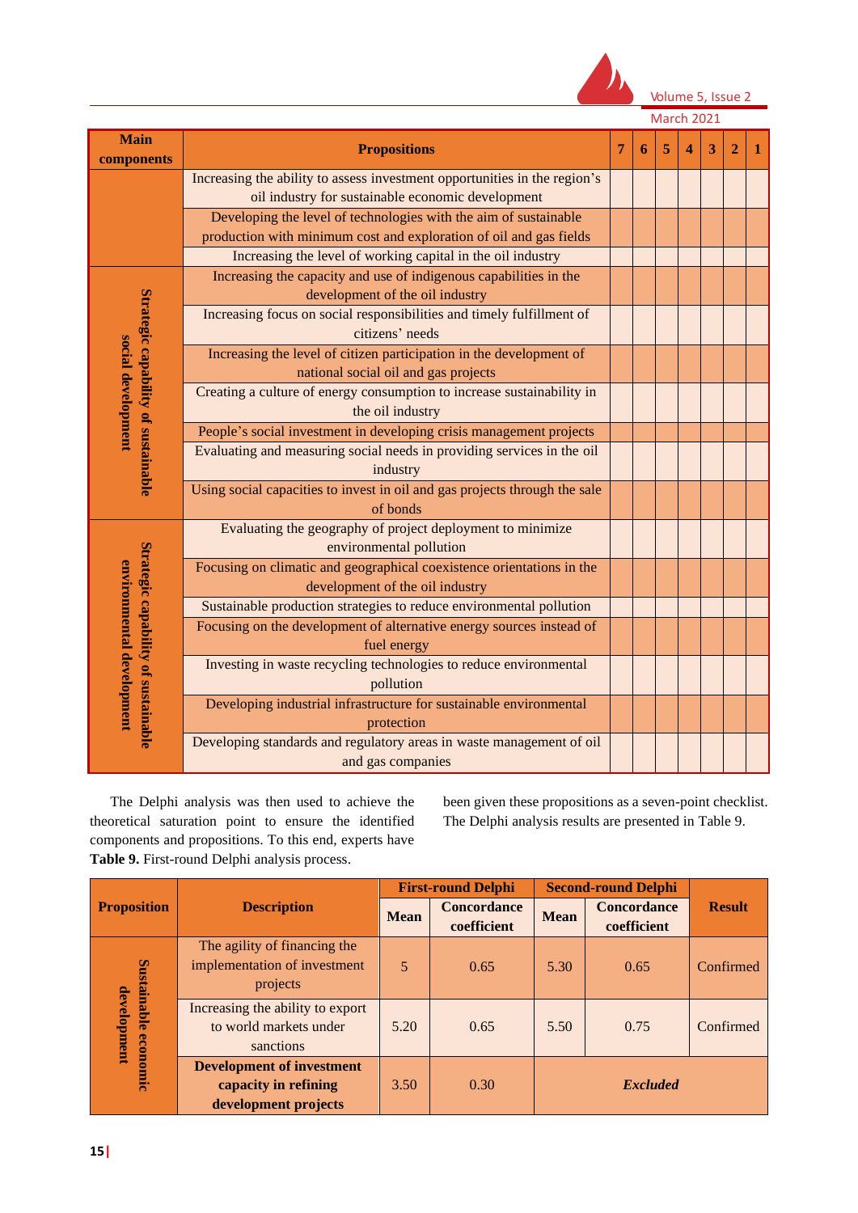| Main components | Propositions | 7 | 6 | 5 | 4 | 3 | 2 | 1 |
|---|---|---|---|---|---|---|---|---|
| | Increasing the ability to assess investment opportunities in the region's oil industry for sustainable economic development | | | | | | | |
| | Developing the level of technologies with the aim of sustainable production with minimum cost and exploration of oil and gas fields | | | | | | | |
| | Increasing the level of working capital in the oil industry | | | | | | | |
| Strategic capability of sustainable social development | Increasing the capacity and use of indigenous capabilities in the development of the oil industry | | | | | | | |
| | Increasing focus on social responsibilities and timely fulfillment of citizens' needs | | | | | | | |
| | Increasing the level of citizen participation in the development of national social oil and gas projects | | | | | | | |
| | Creating a culture of energy consumption to increase sustainability in the oil industry | | | | | | | |
| | People's social investment in developing crisis management projects | | | | | | | |
| | Evaluating and measuring social needs in providing services in the oil industry | | | | | | | |
| | Using social capacities to invest in oil and gas projects through the sale of bonds | | | | | | | |
| Strategic capability of sustainable environmental development | Evaluating the geography of project deployment to minimize environmental pollution | | | | | | | |
| | Focusing on climatic and geographical coexistence orientations in the development of the oil industry | | | | | | | |
| | Sustainable production strategies to reduce environmental pollution | | | | | | | |
| | Focusing on the development of alternative energy sources instead of fuel energy | | | | | | | |
| | Investing in waste recycling technologies to reduce environmental pollution | | | | | | | |
| | Developing industrial infrastructure for sustainable environmental protection | | | | | | | |
| | Developing standards and regulatory areas in waste management of oil and gas companies | | | | | | | |

The Delphi analysis was then used to achieve the theoretical saturation point to ensure the identified components and propositions. To this end, experts have been given these propositions as a seven-point checklist. The Delphi analysis results are presented in Table 9.

**Table 9.** First-round Delphi analysis process.

| Proposition | Description | First-round Delphi | | Second-round Delphi | | Result |
|---|---|---|---|---|---|---|
| | | Mean | Concordance coefficient | Mean | Concordance coefficient | |
| Sustainable economic development | The agility of financing the implementation of investment projects | 5 | 0.65 | 5.30 | 0.65 | Confirmed |
| | Increasing the ability to export to world markets under sanctions | 5.20 | 0.65 | 5.50 | 0.75 | Confirmed |
| | **Development of investment capacity in refining development projects** | 3.50 | 0.30 | ***Excluded*** | | |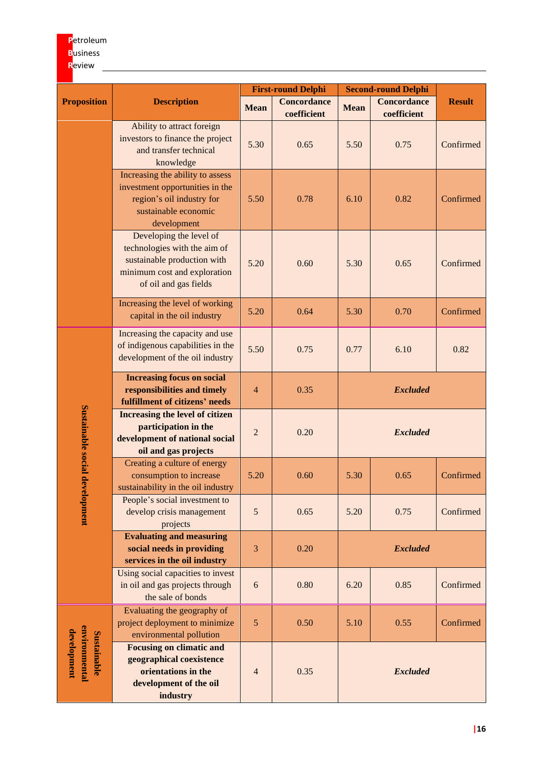| Proposition | Description | First-round Delphi | | Second-round Delphi | | Result |
|---|---|---|---|---|---|---|
| | | Mean | Concordance coefficient | Mean | Concordance coefficient | |
| | Ability to attract foreign investors to finance the project and transfer technical knowledge | 5.30 | 0.65 | 5.50 | 0.75 | Confirmed |
| | Increasing the ability to assess investment opportunities in the region's oil industry for sustainable economic development | 5.50 | 0.78 | 6.10 | 0.82 | Confirmed |
| | Developing the level of technologies with the aim of sustainable production with minimum cost and exploration of oil and gas fields | 5.20 | 0.60 | 5.30 | 0.65 | Confirmed |
| | Increasing the level of working capital in the oil industry | 5.20 | 0.64 | 5.30 | 0.70 | Confirmed |
| Sustainable social development | Increasing the capacity and use of indigenous capabilities in the development of the oil industry | 5.50 | 0.75 | 0.77 | 6.10 | 0.82 |
| | **Increasing focus on social responsibilities and timely fulfillment of citizens' needs** | 4 | 0.35 | ***Excluded*** | | |
| | **Increasing the level of citizen participation in the development of national social oil and gas projects** | 2 | 0.20 | ***Excluded*** | | |
| | Creating a culture of energy consumption to increase sustainability in the oil industry | 5.20 | 0.60 | 5.30 | 0.65 | Confirmed |
| | People's social investment to develop crisis management projects | 5 | 0.65 | 5.20 | 0.75 | Confirmed |
| | **Evaluating and measuring social needs in providing services in the oil industry** | 3 | 0.20 | ***Excluded*** | | |
| | Using social capacities to invest in oil and gas projects through the sale of bonds | 6 | 0.80 | 6.20 | 0.85 | Confirmed |
| Sustainable environmental development | Evaluating the geography of project deployment to minimize environmental pollution | 5 | 0.50 | 5.10 | 0.55 | Confirmed |
| | **Focusing on climatic and geographical coexistence orientations in the development of the oil industry** | 4 | 0.35 | ***Excluded*** | | |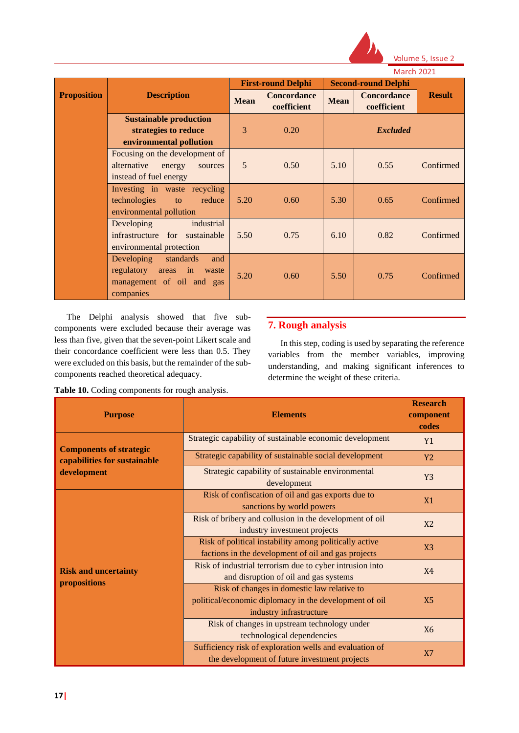| Proposition | Description | First-round Delphi | | Second-round Delphi | | Result |
|---|---|---|---|---|---|---|
| | | Mean | Concordance coefficient | Mean | Concordance coefficient | |
| | **Sustainable production strategies to reduce environmental pollution** | 3 | 0.20 | ***Excluded*** | | |
| | Focusing on the development of alternative energy sources instead of fuel energy | 5 | 0.50 | 5.10 | 0.55 | Confirmed |
| | Investing in waste recycling technologies to reduce environmental pollution | 5.20 | 0.60 | 5.30 | 0.65 | Confirmed |
| | Developing industrial infrastructure for sustainable environmental protection | 5.50 | 0.75 | 6.10 | 0.82 | Confirmed |
| | Developing standards and regulatory areas in waste management of oil and gas companies | 5.20 | 0.60 | 5.50 | 0.75 | Confirmed |

The Delphi analysis showed that five sub-components were excluded because their average was less than five, given that the seven-point Likert scale and their concordance coefficient were less than 0.5. They were excluded on this basis, but the remainder of the sub-components reached theoretical adequacy.

## 7. Rough analysis

In this step, coding is used by separating the reference variables from the member variables, improving understanding, and making significant inferences to determine the weight of these criteria.

**Table 10.** Coding components for rough analysis.

| Purpose | Elements | Research component codes |
|---|---|---|
| **Components of strategic capabilities for sustainable development** | Strategic capability of sustainable economic development | Y1 |
| | Strategic capability of sustainable social development | Y2 |
| | Strategic capability of sustainable environmental development | Y3 |
| **Risk and uncertainty propositions** | Risk of confiscation of oil and gas exports due to sanctions by world powers | X1 |
| | Risk of bribery and collusion in the development of oil industry investment projects | X2 |
| | Risk of political instability among politically active factions in the development of oil and gas projects | X3 |
| | Risk of industrial terrorism due to cyber intrusion into and disruption of oil and gas systems | X4 |
| | Risk of changes in domestic law relative to political/economic diplomacy in the development of oil industry infrastructure | X5 |
| | Risk of changes in upstream technology under technological dependencies | X6 |
| | Sufficiency risk of exploration wells and evaluation of the development of future investment projects | X7 |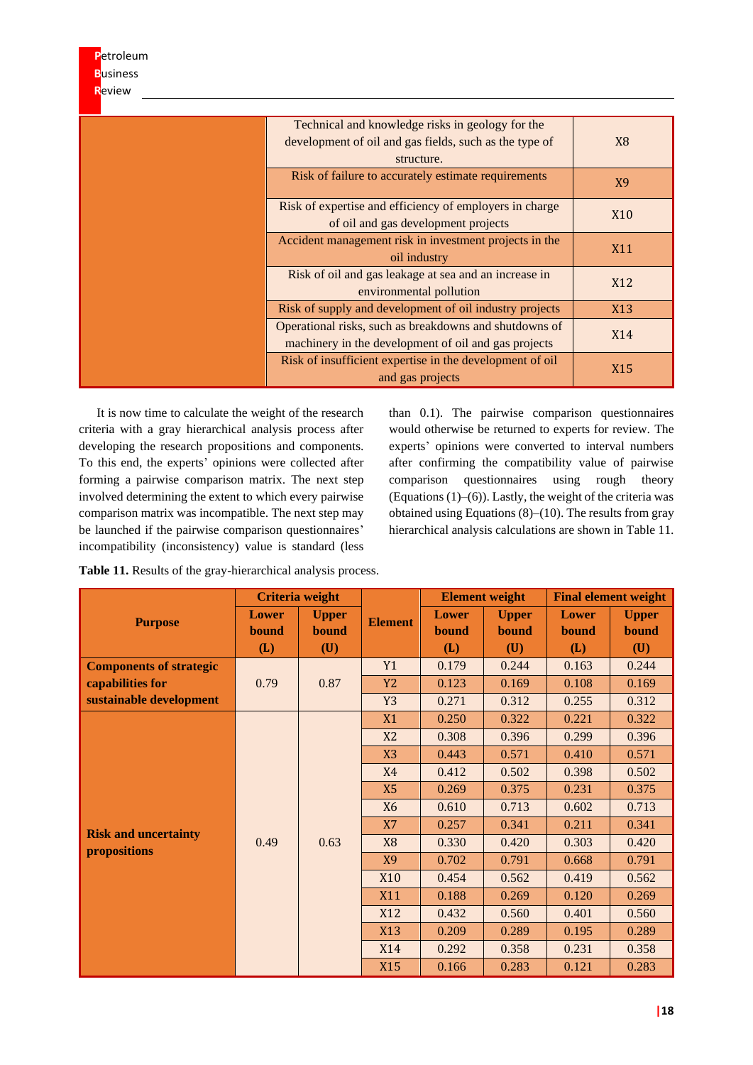| | | |
|---|---|---|
| | Technical and knowledge risks in geology for the development of oil and gas fields, such as the type of structure. | X8 |
| | Risk of failure to accurately estimate requirements | X9 |
| | Risk of expertise and efficiency of employers in charge of oil and gas development projects | X10 |
| | Accident management risk in investment projects in the oil industry | X11 |
| | Risk of oil and gas leakage at sea and an increase in environmental pollution | X12 |
| | Risk of supply and development of oil industry projects | X13 |
| | Operational risks, such as breakdowns and shutdowns of machinery in the development of oil and gas projects | X14 |
| | Risk of insufficient expertise in the development of oil and gas projects | X15 |

It is now time to calculate the weight of the research criteria with a gray hierarchical analysis process after developing the research propositions and components. To this end, the experts' opinions were collected after forming a pairwise comparison matrix. The next step involved determining the extent to which every pairwise comparison matrix was incompatible. The next step may be launched if the pairwise comparison questionnaires' incompatibility (inconsistency) value is standard (less than 0.1). The pairwise comparison questionnaires would otherwise be returned to experts for review. The experts' opinions were converted to interval numbers after confirming the compatibility value of pairwise comparison questionnaires using rough theory (Equations (1)–(6)). Lastly, the weight of the criteria was obtained using Equations (8)–(10). The results from gray hierarchical analysis calculations are shown in Table 11.

**Table 11.** Results of the gray-hierarchical analysis process.

| Purpose | Criteria weight | | Element | Element weight | | Final element weight | |
|---|---|---|---|---|---|---|---|
| | Lower bound (L) | Upper bound (U) | | Lower bound (L) | Upper bound (U) | Lower bound (L) | Upper bound (U) |
| **Components of strategic capabilities for sustainable development** | 0.79 | 0.87 | Y1 | 0.179 | 0.244 | 0.163 | 0.244 |
| | | | Y2 | 0.123 | 0.169 | 0.108 | 0.169 |
| | | | Y3 | 0.271 | 0.312 | 0.255 | 0.312 |
| **Risk and uncertainty propositions** | 0.49 | 0.63 | X1 | 0.250 | 0.322 | 0.221 | 0.322 |
| | | | X2 | 0.308 | 0.396 | 0.299 | 0.396 |
| | | | X3 | 0.443 | 0.571 | 0.410 | 0.571 |
| | | | X4 | 0.412 | 0.502 | 0.398 | 0.502 |
| | | | X5 | 0.269 | 0.375 | 0.231 | 0.375 |
| | | | X6 | 0.610 | 0.713 | 0.602 | 0.713 |
| | | | X7 | 0.257 | 0.341 | 0.211 | 0.341 |
| | | | X8 | 0.330 | 0.420 | 0.303 | 0.420 |
| | | | X9 | 0.702 | 0.791 | 0.668 | 0.791 |
| | | | X10 | 0.454 | 0.562 | 0.419 | 0.562 |
| | | | X11 | 0.188 | 0.269 | 0.120 | 0.269 |
| | | | X12 | 0.432 | 0.560 | 0.401 | 0.560 |
| | | | X13 | 0.209 | 0.289 | 0.195 | 0.289 |
| | | | X14 | 0.292 | 0.358 | 0.231 | 0.358 |
| | | | X15 | 0.166 | 0.283 | 0.121 | 0.283 |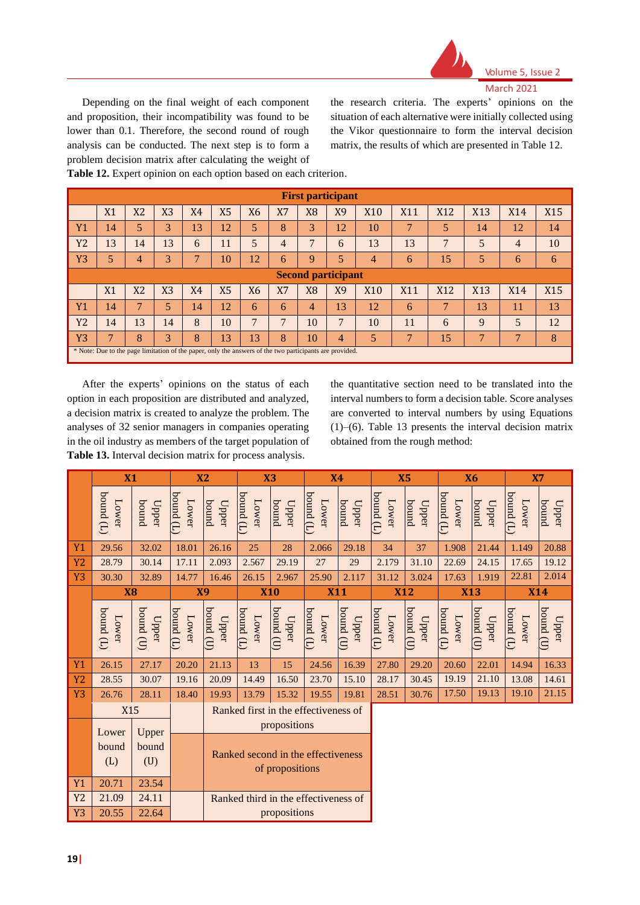Depending on the final weight of each component and proposition, their incompatibility was found to be lower than 0.1. Therefore, the second round of rough analysis can be conducted. The next step is to form a problem decision matrix after calculating the weight of the research criteria. The experts' opinions on the situation of each alternative were initially collected using the Vikor questionnaire to form the interval decision matrix, the results of which are presented in Table 12.

**Table 12.** Expert opinion on each option based on each criterion.

| **First participant** | | | | | | | | | | | | | | | |
|---|---|---|---|---|---|---|---|---|---|---|---|---|---|---|---|
| | X1 | X2 | X3 | X4 | X5 | X6 | X7 | X8 | X9 | X10 | X11 | X12 | X13 | X14 | X15 |
| Y1 | 14 | 5 | 3 | 13 | 12 | 5 | 8 | 3 | 12 | 10 | 7 | 5 | 14 | 12 | 14 |
| Y2 | 13 | 14 | 13 | 6 | 11 | 5 | 4 | 7 | 6 | 13 | 13 | 7 | 5 | 4 | 10 |
| Y3 | 5 | 4 | 3 | 7 | 10 | 12 | 6 | 9 | 5 | 4 | 6 | 15 | 5 | 6 | 6 |
| **Second participant** | | | | | | | | | | | | | | | |
| | X1 | X2 | X3 | X4 | X5 | X6 | X7 | X8 | X9 | X10 | X11 | X12 | X13 | X14 | X15 |
| Y1 | 14 | 7 | 5 | 14 | 12 | 6 | 6 | 4 | 13 | 12 | 6 | 7 | 13 | 11 | 13 |
| Y2 | 14 | 13 | 14 | 8 | 10 | 7 | 10 | 10 | 7 | 10 | 11 | 6 | 9 | 5 | 12 |
| Y3 | 7 | 8 | 3 | 8 | 13 | 13 | 8 | 10 | 4 | 5 | 7 | 15 | 7 | 7 | 8 |

* Note: Due to the page limitation of the paper, only the answers of the two participants are provided.

After the experts' opinions on the status of each option in each proposition are distributed and analyzed, a decision matrix is created to analyze the problem. The analyses of 32 senior managers in companies operating in the oil industry as members of the target population of the quantitative section need to be translated into the interval numbers to form a decision table. Score analyses are converted to interval numbers by using Equations (1)–(6). Table 13 presents the interval decision matrix obtained from the rough method:

**Table 13.** Interval decision matrix for process analysis.

| | X1 | | X2 | | X3 | | X4 | | X5 | | X6 | | X7 | |
|---|---|---|---|---|---|---|---|---|---|---|---|---|---|---|
| | Lower bound (L) | Upper bound | Lower bound (L) | Upper bound | Lower bound (L) | Upper bound | Lower bound (L) | Upper bound | Lower bound (L) | Upper bound | Lower bound (L) | Upper bound | Lower bound (L) | Upper bound |
| Y1 | 29.56 | 32.02 | 18.01 | 26.16 | 25 | 28 | 2.066 | 29.18 | 34 | 37 | 1.908 | 21.44 | 1.149 | 20.88 |
| Y2 | 28.79 | 30.14 | 17.11 | 2.093 | 2.567 | 29.19 | 27 | 29 | 2.179 | 31.10 | 22.69 | 24.15 | 17.65 | 19.12 |
| Y3 | 30.30 | 32.89 | 14.77 | 16.46 | 26.15 | 2.967 | 25.90 | 2.117 | 31.12 | 3.024 | 17.63 | 1.919 | 22.81 | 2.014 |
| | X8 | | X9 | | X10 | | X11 | | X12 | | X13 | | X14 | |
| | Lower bound (L) | Upper bound (U) | Lower bound (L) | Upper bound (U) | Lower bound (L) | Upper bound (U) | Lower bound (L) | Upper bound (U) | Lower bound (L) | Upper bound (U) | Lower bound (L) | Upper bound (U) | Lower bound (L) | Upper bound (U) |
| Y1 | 26.15 | 27.17 | 20.20 | 21.13 | 13 | 15 | 24.56 | 16.39 | 27.80 | 29.20 | 20.60 | 22.01 | 14.94 | 16.33 |
| Y2 | 28.55 | 30.07 | 19.16 | 20.09 | 14.49 | 16.50 | 23.70 | 15.10 | 28.17 | 30.45 | 19.19 | 21.10 | 13.08 | 14.61 |
| Y3 | 26.76 | 28.11 | 18.40 | 19.93 | 13.79 | 15.32 | 19.55 | 19.81 | 28.51 | 30.76 | 17.50 | 19.13 | 19.10 | 21.15 |
| | X15 | | | | | | | | | | | | | |
| | Lower bound (L) | Upper bound (U) | | | | | | | | | | | | |
| Y1 | 20.71 | 23.54 | | | | | | | | | | | | |
| Y2 | 21.09 | 24.11 | | | | | | | | | | | | |
| Y3 | 20.55 | 22.64 | | | | | | | | | | | | |

| Legend | |
|---|---|
| | Ranked first in the effectiveness of propositions |
| | Ranked second in the effectiveness of propositions |
| | Ranked third in the effectiveness of propositions |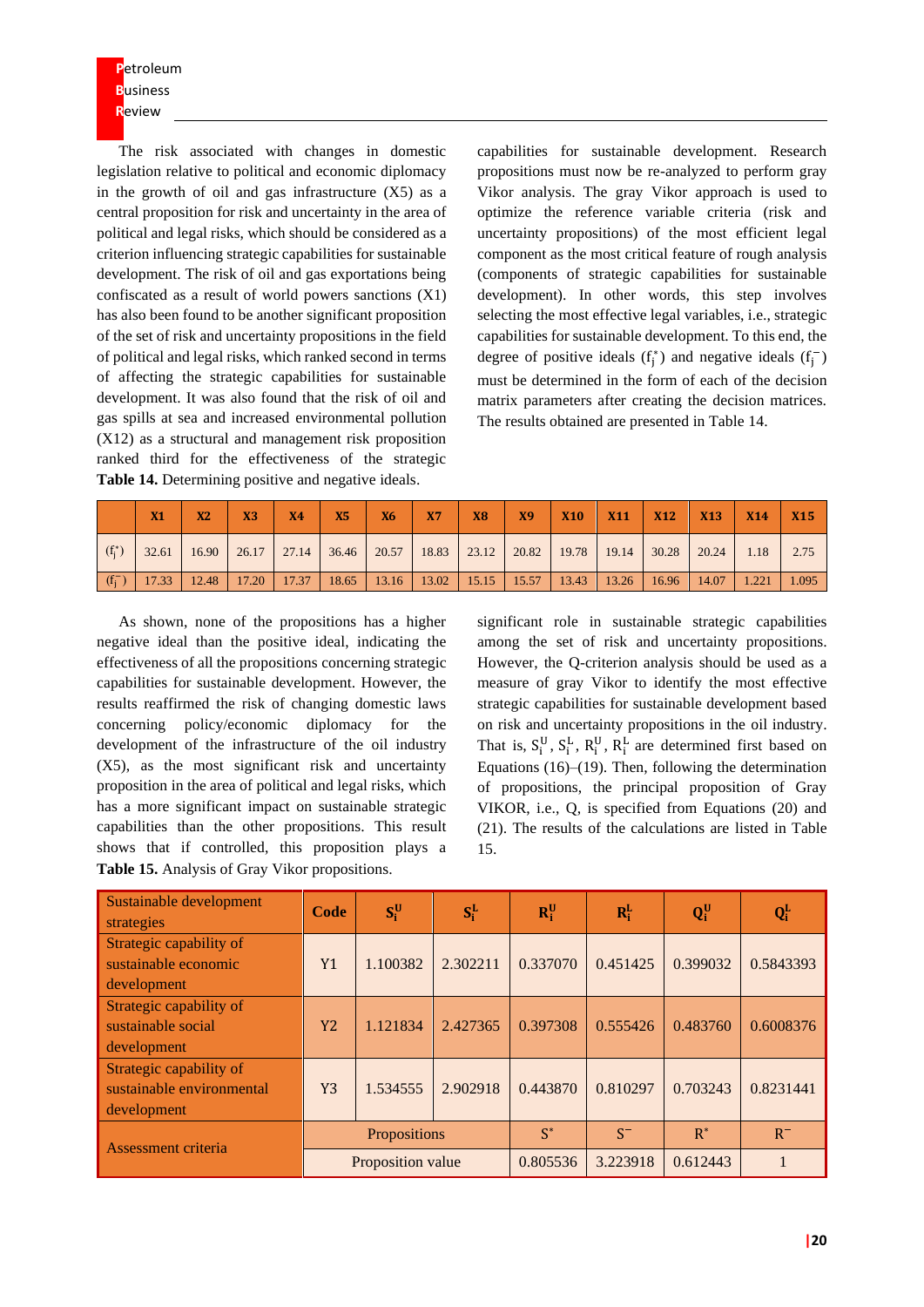The risk associated with changes in domestic legislation relative to political and economic diplomacy in the growth of oil and gas infrastructure (X5) as a central proposition for risk and uncertainty in the area of political and legal risks, which should be considered as a criterion influencing strategic capabilities for sustainable development. The risk of oil and gas exportations being confiscated as a result of world powers sanctions (X1) has also been found to be another significant proposition of the set of risk and uncertainty propositions in the field of political and legal risks, which ranked second in terms of affecting the strategic capabilities for sustainable development. It was also found that the risk of oil and gas spills at sea and increased environmental pollution (X12) as a structural and management risk proposition ranked third for the effectiveness of the strategic capabilities for sustainable development. Research propositions must now be re-analyzed to perform gray Vikor analysis. The gray Vikor approach is used to optimize the reference variable criteria (risk and uncertainty propositions) of the most efficient legal component as the most critical feature of rough analysis (components of strategic capabilities for sustainable development). In other words, this step involves selecting the most effective legal variables, i.e., strategic capabilities for sustainable development. To this end, the degree of positive ideals ($f_j^*$) and negative ideals ($f_j^-$) must be determined in the form of each of the decision matrix parameters after creating the decision matrices. The results obtained are presented in Table 14.

**Table 14.** Determining positive and negative ideals.

| | X1 | X2 | X3 | X4 | X5 | X6 | X7 | X8 | X9 | X10 | X11 | X12 | X13 | X14 | X15 |
|---|---|---|---|---|---|---|---|---|---|---|---|---|---|---|---|
| ($f_j^*$) | 32.61 | 16.90 | 26.17 | 27.14 | 36.46 | 20.57 | 18.83 | 23.12 | 20.82 | 19.78 | 19.14 | 30.28 | 20.24 | 1.18 | 2.75 |
| ($f_j^-$) | 17.33 | 12.48 | 17.20 | 17.37 | 18.65 | 13.16 | 13.02 | 15.15 | 15.57 | 13.43 | 13.26 | 16.96 | 14.07 | 1.221 | 1.095 |

As shown, none of the propositions has a higher negative ideal than the positive ideal, indicating the effectiveness of all the propositions concerning strategic capabilities for sustainable development. However, the results reaffirmed the risk of changing domestic laws concerning policy/economic diplomacy for the development of the infrastructure of the oil industry (X5), as the most significant risk and uncertainty proposition in the area of political and legal risks, which has a more significant impact on sustainable strategic capabilities than the other propositions. This result shows that if controlled, this proposition plays a significant role in sustainable strategic capabilities among the set of risk and uncertainty propositions. However, the Q-criterion analysis should be used as a measure of gray Vikor to identify the most effective strategic capabilities for sustainable development based on risk and uncertainty propositions in the oil industry. That is, $S_i^U$, $S_i^L$, $R_i^U$, $R_i^L$ are determined first based on Equations (16)–(19). Then, following the determination of propositions, the principal proposition of Gray VIKOR, i.e., Q, is specified from Equations (20) and (21). The results of the calculations are listed in Table 15.

**Table 15.** Analysis of Gray Vikor propositions.

| Sustainable development strategies | Code | $S_i^U$ | $S_i^L$ | $R_i^U$ | $R_i^L$ | $Q_i^U$ | $Q_i^L$ |
|---|---|---|---|---|---|---|---|
| Strategic capability of sustainable economic development | Y1 | 1.100382 | 2.302211 | 0.337070 | 0.451425 | 0.399032 | 0.5843393 |
| Strategic capability of sustainable social development | Y2 | 1.121834 | 2.427365 | 0.397308 | 0.555426 | 0.483760 | 0.6008376 |
| Strategic capability of sustainable environmental development | Y3 | 1.534555 | 2.902918 | 0.443870 | 0.810297 | 0.703243 | 0.8231441 |
| Assessment criteria | Propositions | | $S^*$ | $S^-$ | $R^*$ | $R^-$ | |
| | Proposition value | | 0.805536 | 3.223918 | 0.612443 | 1 | |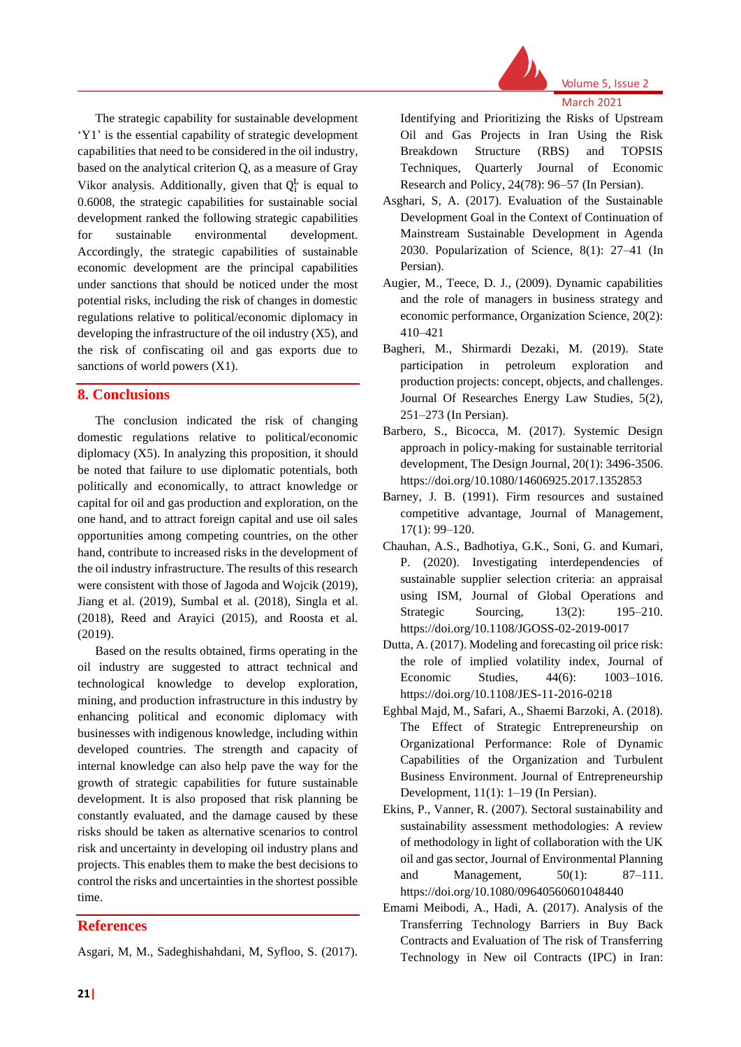The strategic capability for sustainable development 'Y1' is the essential capability of strategic development capabilities that need to be considered in the oil industry, based on the analytical criterion Q, as a measure of Gray Vikor analysis. Additionally, given that $Q_i^L$ is equal to 0.6008, the strategic capabilities for sustainable social development ranked the following strategic capabilities for sustainable environmental development. Accordingly, the strategic capabilities of sustainable economic development are the principal capabilities under sanctions that should be noticed under the most potential risks, including the risk of changes in domestic regulations relative to political/economic diplomacy in developing the infrastructure of the oil industry (X5), and the risk of confiscating oil and gas exports due to sanctions of world powers (X1).

## 8. Conclusions

The conclusion indicated the risk of changing domestic regulations relative to political/economic diplomacy (X5). In analyzing this proposition, it should be noted that failure to use diplomatic potentials, both politically and economically, to attract knowledge or capital for oil and gas production and exploration, on the one hand, and to attract foreign capital and use oil sales opportunities among competing countries, on the other hand, contribute to increased risks in the development of the oil industry infrastructure. The results of this research were consistent with those of Jagoda and Wojcik (2019), Jiang et al. (2019), Sumbal et al. (2018), Singla et al. (2018), Reed and Arayici (2015), and Roosta et al. (2019).

Based on the results obtained, firms operating in the oil industry are suggested to attract technical and technological knowledge to develop exploration, mining, and production infrastructure in this industry by enhancing political and economic diplomacy with businesses with indigenous knowledge, including within developed countries. The strength and capacity of internal knowledge can also help pave the way for the growth of strategic capabilities for future sustainable development. It is also proposed that risk planning be constantly evaluated, and the damage caused by these risks should be taken as alternative scenarios to control risk and uncertainty in developing oil industry plans and projects. This enables them to make the best decisions to control the risks and uncertainties in the shortest possible time.

## References

Asgari, M, M., Sadeghishahdani, M, Syfloo, S. (2017). Identifying and Prioritizing the Risks of Upstream Oil and Gas Projects in Iran Using the Risk Breakdown Structure (RBS) and TOPSIS Techniques, Quarterly Journal of Economic Research and Policy, 24(78): 96–57 (In Persian).

Asghari, S, A. (2017). Evaluation of the Sustainable Development Goal in the Context of Continuation of Mainstream Sustainable Development in Agenda 2030. Popularization of Science, 8(1): 27–41 (In Persian).

Augier, M., Teece, D. J., (2009). Dynamic capabilities and the role of managers in business strategy and economic performance, Organization Science, 20(2): 410–421

Bagheri, M., Shirmardi Dezaki, M. (2019). State participation in petroleum exploration and production projects: concept, objects, and challenges. Journal Of Researches Energy Law Studies, 5(2), 251–273 (In Persian).

Barbero, S., Bicocca, M. (2017). Systemic Design approach in policy-making for sustainable territorial development, The Design Journal, 20(1): 3496-3506. https://doi.org/10.1080/14606925.2017.1352853

Barney, J. B. (1991). Firm resources and sustained competitive advantage, Journal of Management, 17(1): 99–120.

Chauhan, A.S., Badhotiya, G.K., Soni, G. and Kumari, P. (2020). Investigating interdependencies of sustainable supplier selection criteria: an appraisal using ISM, Journal of Global Operations and Strategic Sourcing, 13(2): 195–210. https://doi.org/10.1108/JGOSS-02-2019-0017

Dutta, A. (2017). Modeling and forecasting oil price risk: the role of implied volatility index, Journal of Economic Studies, 44(6): 1003–1016. https://doi.org/10.1108/JES-11-2016-0218

Eghbal Majd, M., Safari, A., Shaemi Barzoki, A. (2018). The Effect of Strategic Entrepreneurship on Organizational Performance: Role of Dynamic Capabilities of the Organization and Turbulent Business Environment. Journal of Entrepreneurship Development, 11(1): 1–19 (In Persian).

Ekins, P., Vanner, R. (2007). Sectoral sustainability and sustainability assessment methodologies: A review of methodology in light of collaboration with the UK oil and gas sector, Journal of Environmental Planning and Management, 50(1): 87–111. https://doi.org/10.1080/09640560601048440

Emami Meibodi, A., Hadi, A. (2017). Analysis of the Transferring Technology Barriers in Buy Back Contracts and Evaluation of The risk of Transferring Technology in New oil Contracts (IPC) in Iran: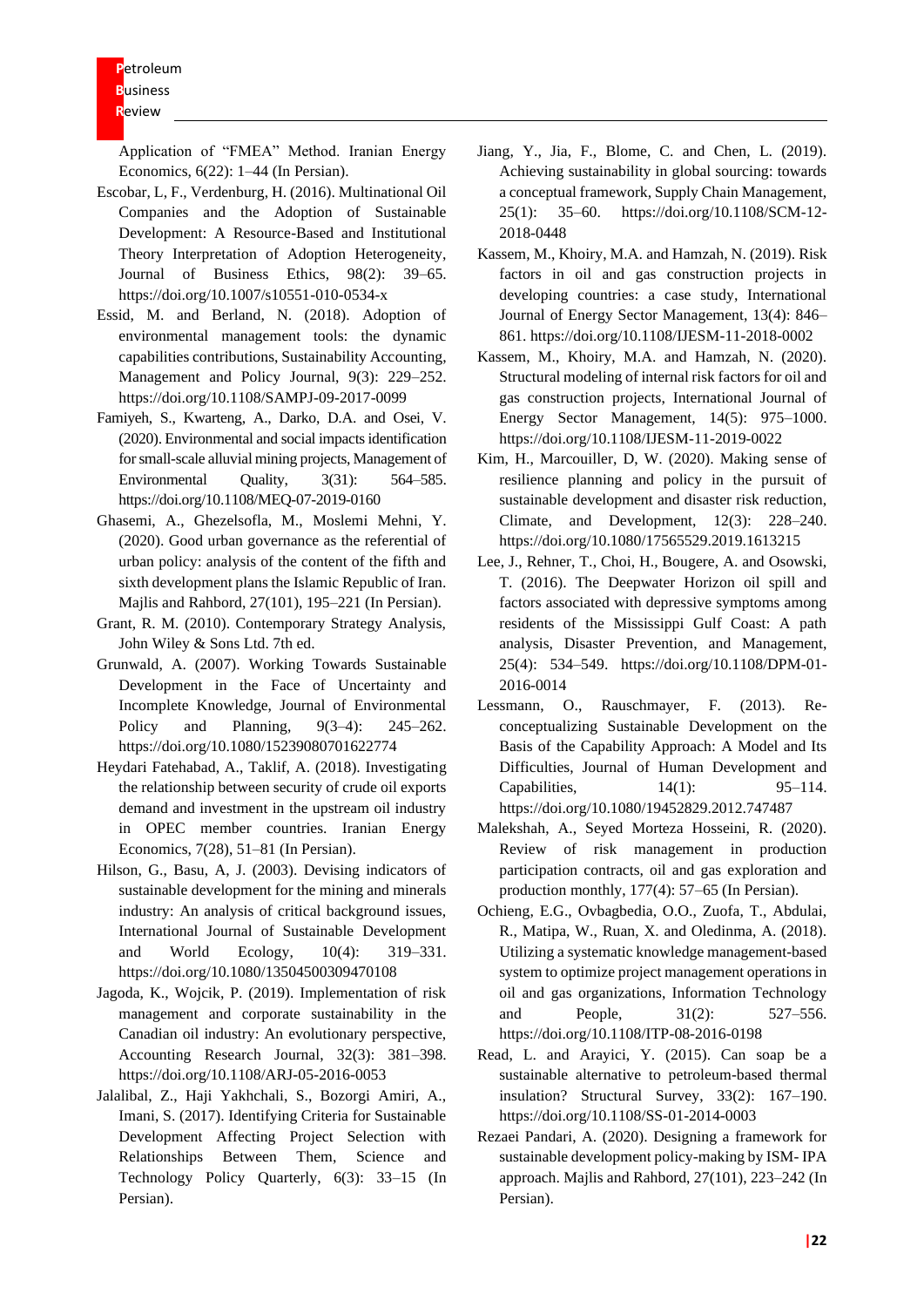Application of "FMEA" Method. Iranian Energy Economics, 6(22): 1–44 (In Persian).

Escobar, L, F., Verdenburg, H. (2016). Multinational Oil Companies and the Adoption of Sustainable Development: A Resource-Based and Institutional Theory Interpretation of Adoption Heterogeneity, Journal of Business Ethics, 98(2): 39–65. https://doi.org/10.1007/s10551-010-0534-x

Essid, M. and Berland, N. (2018). Adoption of environmental management tools: the dynamic capabilities contributions, Sustainability Accounting, Management and Policy Journal, 9(3): 229–252. https://doi.org/10.1108/SAMPJ-09-2017-0099

Famiyeh, S., Kwarteng, A., Darko, D.A. and Osei, V. (2020). Environmental and social impacts identification for small-scale alluvial mining projects, Management of Environmental Quality, 3(31): 564–585. https://doi.org/10.1108/MEQ-07-2019-0160

Ghasemi, A., Ghezelsofla, M., Moslemi Mehni, Y. (2020). Good urban governance as the referential of urban policy: analysis of the content of the fifth and sixth development plans the Islamic Republic of Iran. Majlis and Rahbord, 27(101), 195–221 (In Persian).

Grant, R. M. (2010). Contemporary Strategy Analysis, John Wiley & Sons Ltd. 7th ed.

Grunwald, A. (2007). Working Towards Sustainable Development in the Face of Uncertainty and Incomplete Knowledge, Journal of Environmental Policy and Planning, 9(3–4): 245–262. https://doi.org/10.1080/15239080701622774

Heydari Fatehabad, A., Taklif, A. (2018). Investigating the relationship between security of crude oil exports demand and investment in the upstream oil industry in OPEC member countries. Iranian Energy Economics, 7(28), 51–81 (In Persian).

Hilson, G., Basu, A, J. (2003). Devising indicators of sustainable development for the mining and minerals industry: An analysis of critical background issues, International Journal of Sustainable Development and World Ecology, 10(4): 319–331. https://doi.org/10.1080/13504500309470108

Jagoda, K., Wojcik, P. (2019). Implementation of risk management and corporate sustainability in the Canadian oil industry: An evolutionary perspective, Accounting Research Journal, 32(3): 381–398. https://doi.org/10.1108/ARJ-05-2016-0053

Jalalibal, Z., Haji Yakhchali, S., Bozorgi Amiri, A., Imani, S. (2017). Identifying Criteria for Sustainable Development Affecting Project Selection with Relationships Between Them, Science and Technology Policy Quarterly, 6(3): 33–15 (In Persian).

Jiang, Y., Jia, F., Blome, C. and Chen, L. (2019). Achieving sustainability in global sourcing: towards a conceptual framework, Supply Chain Management, 25(1): 35–60. https://doi.org/10.1108/SCM-12-2018-0448

Kassem, M., Khoiry, M.A. and Hamzah, N. (2019). Risk factors in oil and gas construction projects in developing countries: a case study, International Journal of Energy Sector Management, 13(4): 846–861. https://doi.org/10.1108/IJESM-11-2018-0002

Kassem, M., Khoiry, M.A. and Hamzah, N. (2020). Structural modeling of internal risk factors for oil and gas construction projects, International Journal of Energy Sector Management, 14(5): 975–1000. https://doi.org/10.1108/IJESM-11-2019-0022

Kim, H., Marcouiller, D, W. (2020). Making sense of resilience planning and policy in the pursuit of sustainable development and disaster risk reduction, Climate, and Development, 12(3): 228–240. https://doi.org/10.1080/17565529.2019.1613215

Lee, J., Rehner, T., Choi, H., Bougere, A. and Osowski, T. (2016). The Deepwater Horizon oil spill and factors associated with depressive symptoms among residents of the Mississippi Gulf Coast: A path analysis, Disaster Prevention, and Management, 25(4): 534–549. https://doi.org/10.1108/DPM-01-2016-0014

Lessmann, O., Rauschmayer, F. (2013). Re-conceptualizing Sustainable Development on the Basis of the Capability Approach: A Model and Its Difficulties, Journal of Human Development and Capabilities, 14(1): 95–114. https://doi.org/10.1080/19452829.2012.747487

Malekshah, A., Seyed Morteza Hosseini, R. (2020). Review of risk management in production participation contracts, oil and gas exploration and production monthly, 177(4): 57–65 (In Persian).

Ochieng, E.G., Ovbagbedia, O.O., Zuofa, T., Abdulai, R., Matipa, W., Ruan, X. and Oledinma, A. (2018). Utilizing a systematic knowledge management-based system to optimize project management operations in oil and gas organizations, Information Technology and People, 31(2): 527–556. https://doi.org/10.1108/ITP-08-2016-0198

Read, L. and Arayici, Y. (2015). Can soap be a sustainable alternative to petroleum-based thermal insulation? Structural Survey, 33(2): 167–190. https://doi.org/10.1108/SS-01-2014-0003

Rezaei Pandari, A. (2020). Designing a framework for sustainable development policy-making by ISM- IPA approach. Majlis and Rahbord, 27(101), 223–242 (In Persian).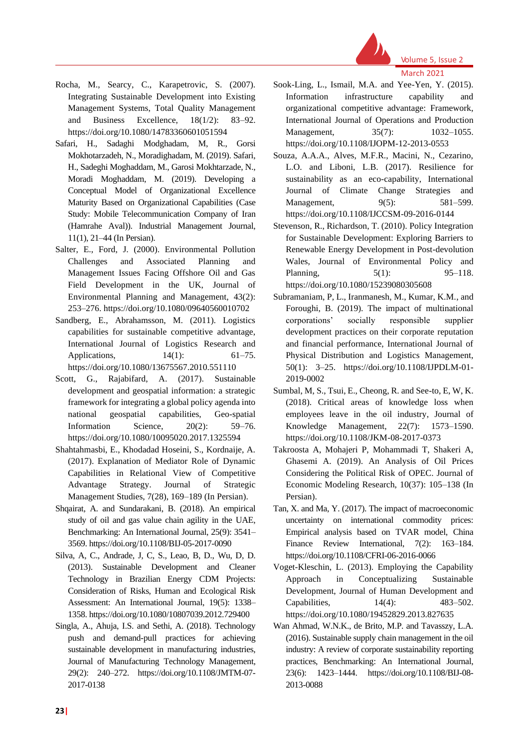Rocha, M., Searcy, C., Karapetrovic, S. (2007). Integrating Sustainable Development into Existing Management Systems, Total Quality Management and Business Excellence, 18(1/2): 83–92. https://doi.org/10.1080/14783360601051594

Safari, H., Sadaghi Modghadam, M, R., Gorsi Mokhotarzadeh, N., Moradighadam, M. (2019). Safari, H., Sadeghi Moghaddam, M., Garosi Mokhtarzade, N., Moradi Moghaddam, M. (2019). Developing a Conceptual Model of Organizational Excellence Maturity Based on Organizational Capabilities (Case Study: Mobile Telecommunication Company of Iran (Hamrahe Aval)). Industrial Management Journal, 11(1), 21–44 (In Persian).

Salter, E., Ford, J. (2000). Environmental Pollution Challenges and Associated Planning and Management Issues Facing Offshore Oil and Gas Field Development in the UK, Journal of Environmental Planning and Management, 43(2): 253–276. https://doi.org/10.1080/09640560010702

Sandberg, E., Abrahamsson, M. (2011). Logistics capabilities for sustainable competitive advantage, International Journal of Logistics Research and Applications, 14(1): 61–75. https://doi.org/10.1080/13675567.2010.551110

Scott, G., Rajabifard, A. (2017). Sustainable development and geospatial information: a strategic framework for integrating a global policy agenda into national geospatial capabilities, Geo-spatial Information Science, 20(2): 59–76. https://doi.org/10.1080/10095020.2017.1325594

Shahtahmasbi, E., Khodadad Hoseini, S., Kordnaije, A. (2017). Explanation of Mediator Role of Dynamic Capabilities in Relational View of Competitive Advantage Strategy. Journal of Strategic Management Studies, 7(28), 169–189 (In Persian).

Shqairat, A. and Sundarakani, B. (2018). An empirical study of oil and gas value chain agility in the UAE, Benchmarking: An International Journal, 25(9): 3541–3569. https://doi.org/10.1108/BIJ-05-2017-0090

Silva, A, C., Andrade, J, C, S., Leao, B, D., Wu, D, D. (2013). Sustainable Development and Cleaner Technology in Brazilian Energy CDM Projects: Consideration of Risks, Human and Ecological Risk Assessment: An International Journal, 19(5): 1338–1358. https://doi.org/10.1080/10807039.2012.729400

Singla, A., Ahuja, I.S. and Sethi, A. (2018). Technology push and demand-pull practices for achieving sustainable development in manufacturing industries, Journal of Manufacturing Technology Management, 29(2): 240–272. https://doi.org/10.1108/JMTM-07-2017-0138

Sook-Ling, L., Ismail, M.A. and Yee-Yen, Y. (2015). Information infrastructure capability and organizational competitive advantage: Framework, International Journal of Operations and Production Management, 35(7): 1032–1055. https://doi.org/10.1108/IJOPM-12-2013-0553

Souza, A.A.A., Alves, M.F.R., Macini, N., Cezarino, L.O. and Liboni, L.B. (2017). Resilience for sustainability as an eco-capability, International Journal of Climate Change Strategies and Management, 9(5): 581–599. https://doi.org/10.1108/IJCCSM-09-2016-0144

Stevenson, R., Richardson, T. (2010). Policy Integration for Sustainable Development: Exploring Barriers to Renewable Energy Development in Post-devolution Wales, Journal of Environmental Policy and Planning, 5(1): 95–118. https://doi.org/10.1080/15239080305608

Subramaniam, P, L., Iranmanesh, M., Kumar, K.M., and Foroughi, B. (2019). The impact of multinational corporations' socially responsible supplier development practices on their corporate reputation and financial performance, International Journal of Physical Distribution and Logistics Management, 50(1): 3–25. https://doi.org/10.1108/IJPDLM-01-2019-0002

Sumbal, M, S., Tsui, E., Cheong, R. and See-to, E, W, K. (2018). Critical areas of knowledge loss when employees leave in the oil industry, Journal of Knowledge Management, 22(7): 1573–1590. https://doi.org/10.1108/JKM-08-2017-0373

Takroosta A, Mohajeri P, Mohammadi T, Shakeri A, Ghasemi A. (2019). An Analysis of Oil Prices Considering the Political Risk of OPEC. Journal of Economic Modeling Research, 10(37): 105–138 (In Persian).

Tan, X. and Ma, Y. (2017). The impact of macroeconomic uncertainty on international commodity prices: Empirical analysis based on TVAR model, China Finance Review International, 7(2): 163–184. https://doi.org/10.1108/CFRI-06-2016-0066

Voget-Kleschin, L. (2013). Employing the Capability Approach in Conceptualizing Sustainable Development, Journal of Human Development and Capabilities, 14(4): 483–502. https://doi.org/10.1080/19452829.2013.827635

Wan Ahmad, W.N.K., de Brito, M.P. and Tavasszy, L.A. (2016). Sustainable supply chain management in the oil industry: A review of corporate sustainability reporting practices, Benchmarking: An International Journal, 23(6): 1423–1444. https://doi.org/10.1108/BIJ-08-2013-0088